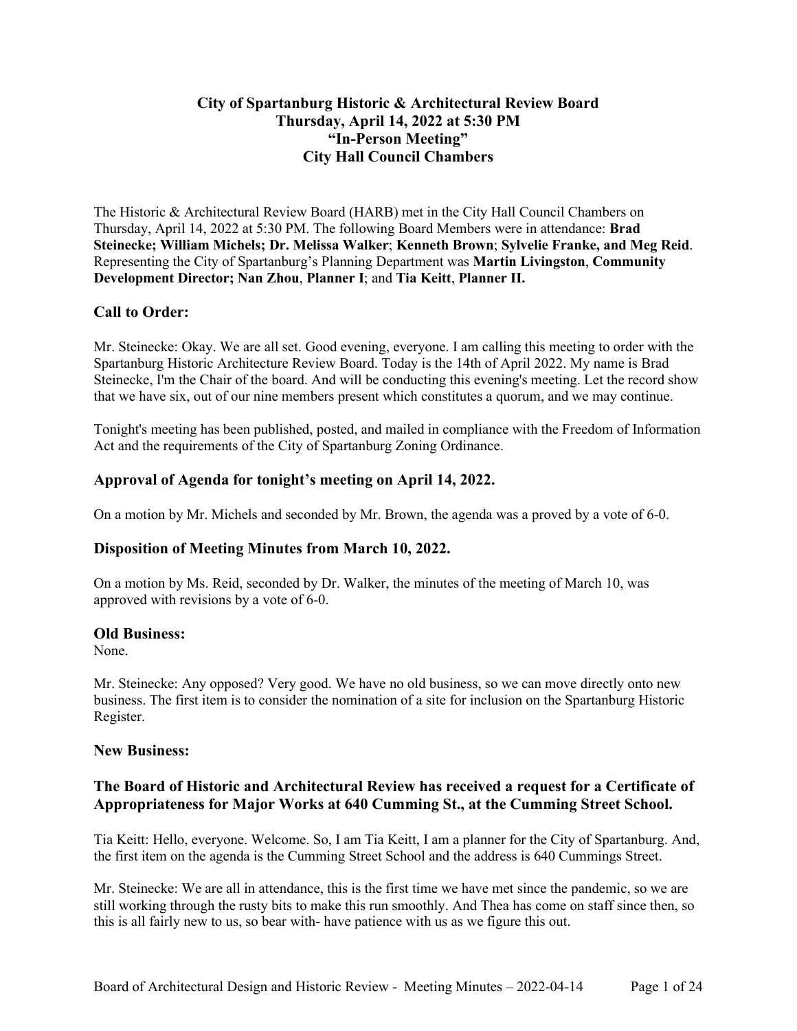# City of Spartanburg Historic & Architectural Review Board
# Thursday, April 14, 2022 at 5:30 PM
# "In-Person Meeting"
# City Hall Council Chambers

The Historic & Architectural Review Board (HARB) met in the City Hall Council Chambers on Thursday, April 14, 2022 at 5:30 PM. The following Board Members were in attendance: **Brad Steinecke; William Michels; Dr. Melissa Walker**; **Kenneth Brown**; **Sylvelie Franke, and Meg Reid**. Representing the City of Spartanburg's Planning Department was **Martin Livingston**, **Community Development Director; Nan Zhou**, **Planner I**; and **Tia Keitt**, **Planner II.**

## Call to Order:

Mr. Steinecke: Okay. We are all set. Good evening, everyone. I am calling this meeting to order with the Spartanburg Historic Architecture Review Board. Today is the 14th of April 2022. My name is Brad Steinecke, I'm the Chair of the board. And will be conducting this evening's meeting. Let the record show that we have six, out of our nine members present which constitutes a quorum, and we may continue.

Tonight's meeting has been published, posted, and mailed in compliance with the Freedom of Information Act and the requirements of the City of Spartanburg Zoning Ordinance.

## Approval of Agenda for tonight's meeting on April 14, 2022.

On a motion by Mr. Michels and seconded by Mr. Brown, the agenda was a proved by a vote of 6-0.

## Disposition of Meeting Minutes from March 10, 2022.

On a motion by Ms. Reid, seconded by Dr. Walker, the minutes of the meeting of March 10, was approved with revisions by a vote of 6-0.

### Old Business:

None.

Mr. Steinecke: Any opposed? Very good. We have no old business, so we can move directly onto new business. The first item is to consider the nomination of a site for inclusion on the Spartanburg Historic Register.

### New Business:

## The Board of Historic and Architectural Review has received a request for a Certificate of Appropriateness for Major Works at 640 Cumming St., at the Cumming Street School.

Tia Keitt: Hello, everyone. Welcome. So, I am Tia Keitt, I am a planner for the City of Spartanburg. And, the first item on the agenda is the Cumming Street School and the address is 640 Cummings Street.

Mr. Steinecke: We are all in attendance, this is the first time we have met since the pandemic, so we are still working through the rusty bits to make this run smoothly. And Thea has come on staff since then, so this is all fairly new to us, so bear with- have patience with us as we figure this out.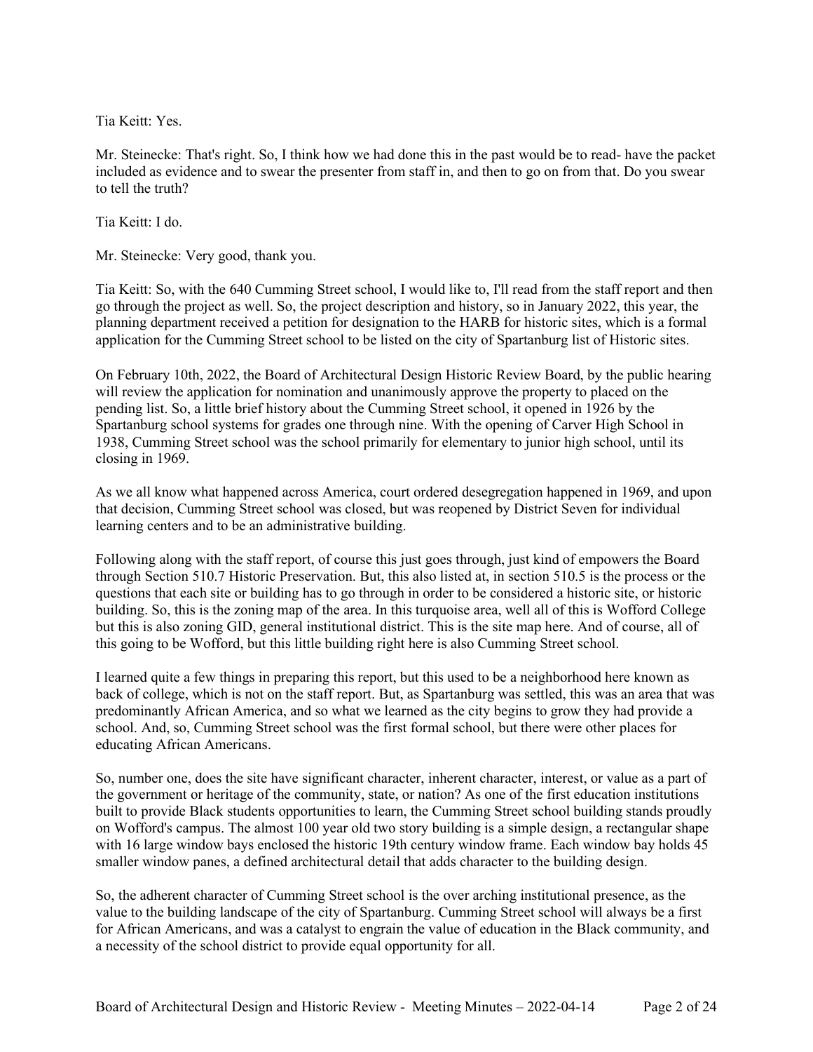Tia Keitt: Yes.

Mr. Steinecke: That's right. So, I think how we had done this in the past would be to read- have the packet included as evidence and to swear the presenter from staff in, and then to go on from that. Do you swear to tell the truth?

Tia Keitt: I do.

Mr. Steinecke: Very good, thank you.

Tia Keitt: So, with the 640 Cumming Street school, I would like to, I'll read from the staff report and then go through the project as well. So, the project description and history, so in January 2022, this year, the planning department received a petition for designation to the HARB for historic sites, which is a formal application for the Cumming Street school to be listed on the city of Spartanburg list of Historic sites.

On February 10th, 2022, the Board of Architectural Design Historic Review Board, by the public hearing will review the application for nomination and unanimously approve the property to placed on the pending list. So, a little brief history about the Cumming Street school, it opened in 1926 by the Spartanburg school systems for grades one through nine. With the opening of Carver High School in 1938, Cumming Street school was the school primarily for elementary to junior high school, until its closing in 1969.

As we all know what happened across America, court ordered desegregation happened in 1969, and upon that decision, Cumming Street school was closed, but was reopened by District Seven for individual learning centers and to be an administrative building.

Following along with the staff report, of course this just goes through, just kind of empowers the Board through Section 510.7 Historic Preservation. But, this also listed at, in section 510.5 is the process or the questions that each site or building has to go through in order to be considered a historic site, or historic building. So, this is the zoning map of the area. In this turquoise area, well all of this is Wofford College but this is also zoning GID, general institutional district. This is the site map here. And of course, all of this going to be Wofford, but this little building right here is also Cumming Street school.

I learned quite a few things in preparing this report, but this used to be a neighborhood here known as back of college, which is not on the staff report. But, as Spartanburg was settled, this was an area that was predominantly African America, and so what we learned as the city begins to grow they had provide a school. And, so, Cumming Street school was the first formal school, but there were other places for educating African Americans.

So, number one, does the site have significant character, inherent character, interest, or value as a part of the government or heritage of the community, state, or nation? As one of the first education institutions built to provide Black students opportunities to learn, the Cumming Street school building stands proudly on Wofford's campus. The almost 100 year old two story building is a simple design, a rectangular shape with 16 large window bays enclosed the historic 19th century window frame. Each window bay holds 45 smaller window panes, a defined architectural detail that adds character to the building design.

So, the adherent character of Cumming Street school is the over arching institutional presence, as the value to the building landscape of the city of Spartanburg. Cumming Street school will always be a first for African Americans, and was a catalyst to engrain the value of education in the Black community, and a necessity of the school district to provide equal opportunity for all.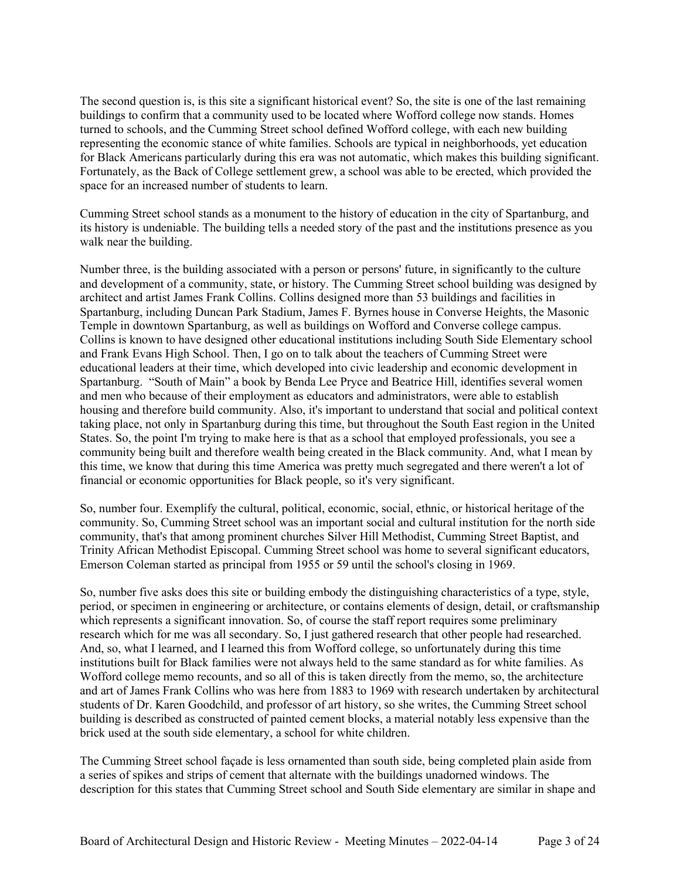The second question is, is this site a significant historical event? So, the site is one of the last remaining buildings to confirm that a community used to be located where Wofford college now stands. Homes turned to schools, and the Cumming Street school defined Wofford college, with each new building representing the economic stance of white families. Schools are typical in neighborhoods, yet education for Black Americans particularly during this era was not automatic, which makes this building significant. Fortunately, as the Back of College settlement grew, a school was able to be erected, which provided the space for an increased number of students to learn.

Cumming Street school stands as a monument to the history of education in the city of Spartanburg, and its history is undeniable. The building tells a needed story of the past and the institutions presence as you walk near the building.

Number three, is the building associated with a person or persons' future, in significantly to the culture and development of a community, state, or history. The Cumming Street school building was designed by architect and artist James Frank Collins. Collins designed more than 53 buildings and facilities in Spartanburg, including Duncan Park Stadium, James F. Byrnes house in Converse Heights, the Masonic Temple in downtown Spartanburg, as well as buildings on Wofford and Converse college campus. Collins is known to have designed other educational institutions including South Side Elementary school and Frank Evans High School. Then, I go on to talk about the teachers of Cumming Street were educational leaders at their time, which developed into civic leadership and economic development in Spartanburg. "South of Main" a book by Benda Lee Pryce and Beatrice Hill, identifies several women and men who because of their employment as educators and administrators, were able to establish housing and therefore build community. Also, it's important to understand that social and political context taking place, not only in Spartanburg during this time, but throughout the South East region in the United States. So, the point I'm trying to make here is that as a school that employed professionals, you see a community being built and therefore wealth being created in the Black community. And, what I mean by this time, we know that during this time America was pretty much segregated and there weren't a lot of financial or economic opportunities for Black people, so it's very significant.

So, number four. Exemplify the cultural, political, economic, social, ethnic, or historical heritage of the community. So, Cumming Street school was an important social and cultural institution for the north side community, that's that among prominent churches Silver Hill Methodist, Cumming Street Baptist, and Trinity African Methodist Episcopal. Cumming Street school was home to several significant educators, Emerson Coleman started as principal from 1955 or 59 until the school's closing in 1969.

So, number five asks does this site or building embody the distinguishing characteristics of a type, style, period, or specimen in engineering or architecture, or contains elements of design, detail, or craftsmanship which represents a significant innovation. So, of course the staff report requires some preliminary research which for me was all secondary. So, I just gathered research that other people had researched. And, so, what I learned, and I learned this from Wofford college, so unfortunately during this time institutions built for Black families were not always held to the same standard as for white families. As Wofford college memo recounts, and so all of this is taken directly from the memo, so, the architecture and art of James Frank Collins who was here from 1883 to 1969 with research undertaken by architectural students of Dr. Karen Goodchild, and professor of art history, so she writes, the Cumming Street school building is described as constructed of painted cement blocks, a material notably less expensive than the brick used at the south side elementary, a school for white children.

The Cumming Street school façade is less ornamented than south side, being completed plain aside from a series of spikes and strips of cement that alternate with the buildings unadorned windows. The description for this states that Cumming Street school and South Side elementary are similar in shape and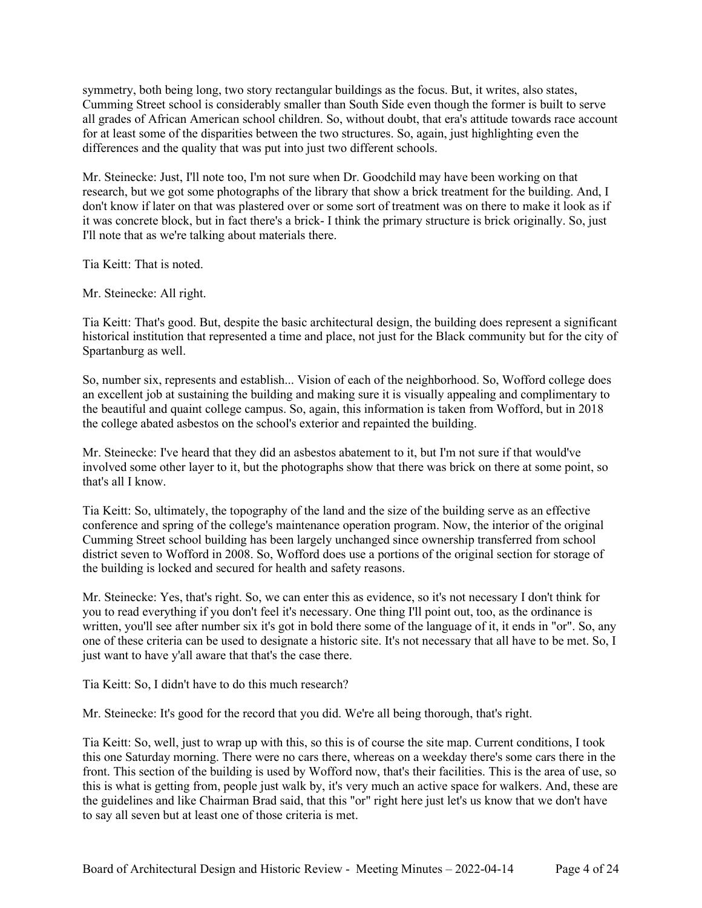symmetry, both being long, two story rectangular buildings as the focus. But, it writes, also states, Cumming Street school is considerably smaller than South Side even though the former is built to serve all grades of African American school children. So, without doubt, that era's attitude towards race account for at least some of the disparities between the two structures. So, again, just highlighting even the differences and the quality that was put into just two different schools.

Mr. Steinecke: Just, I'll note too, I'm not sure when Dr. Goodchild may have been working on that research, but we got some photographs of the library that show a brick treatment for the building. And, I don't know if later on that was plastered over or some sort of treatment was on there to make it look as if it was concrete block, but in fact there's a brick- I think the primary structure is brick originally. So, just I'll note that as we're talking about materials there.

Tia Keitt: That is noted.

Mr. Steinecke: All right.

Tia Keitt: That's good. But, despite the basic architectural design, the building does represent a significant historical institution that represented a time and place, not just for the Black community but for the city of Spartanburg as well.

So, number six, represents and establish... Vision of each of the neighborhood. So, Wofford college does an excellent job at sustaining the building and making sure it is visually appealing and complimentary to the beautiful and quaint college campus. So, again, this information is taken from Wofford, but in 2018 the college abated asbestos on the school's exterior and repainted the building.

Mr. Steinecke: I've heard that they did an asbestos abatement to it, but I'm not sure if that would've involved some other layer to it, but the photographs show that there was brick on there at some point, so that's all I know.

Tia Keitt: So, ultimately, the topography of the land and the size of the building serve as an effective conference and spring of the college's maintenance operation program. Now, the interior of the original Cumming Street school building has been largely unchanged since ownership transferred from school district seven to Wofford in 2008. So, Wofford does use a portions of the original section for storage of the building is locked and secured for health and safety reasons.

Mr. Steinecke: Yes, that's right. So, we can enter this as evidence, so it's not necessary I don't think for you to read everything if you don't feel it's necessary. One thing I'll point out, too, as the ordinance is written, you'll see after number six it's got in bold there some of the language of it, it ends in "or". So, any one of these criteria can be used to designate a historic site. It's not necessary that all have to be met. So, I just want to have y'all aware that that's the case there.

Tia Keitt: So, I didn't have to do this much research?

Mr. Steinecke: It's good for the record that you did. We're all being thorough, that's right.

Tia Keitt: So, well, just to wrap up with this, so this is of course the site map. Current conditions, I took this one Saturday morning. There were no cars there, whereas on a weekday there's some cars there in the front. This section of the building is used by Wofford now, that's their facilities. This is the area of use, so this is what is getting from, people just walk by, it's very much an active space for walkers. And, these are the guidelines and like Chairman Brad said, that this "or" right here just let's us know that we don't have to say all seven but at least one of those criteria is met.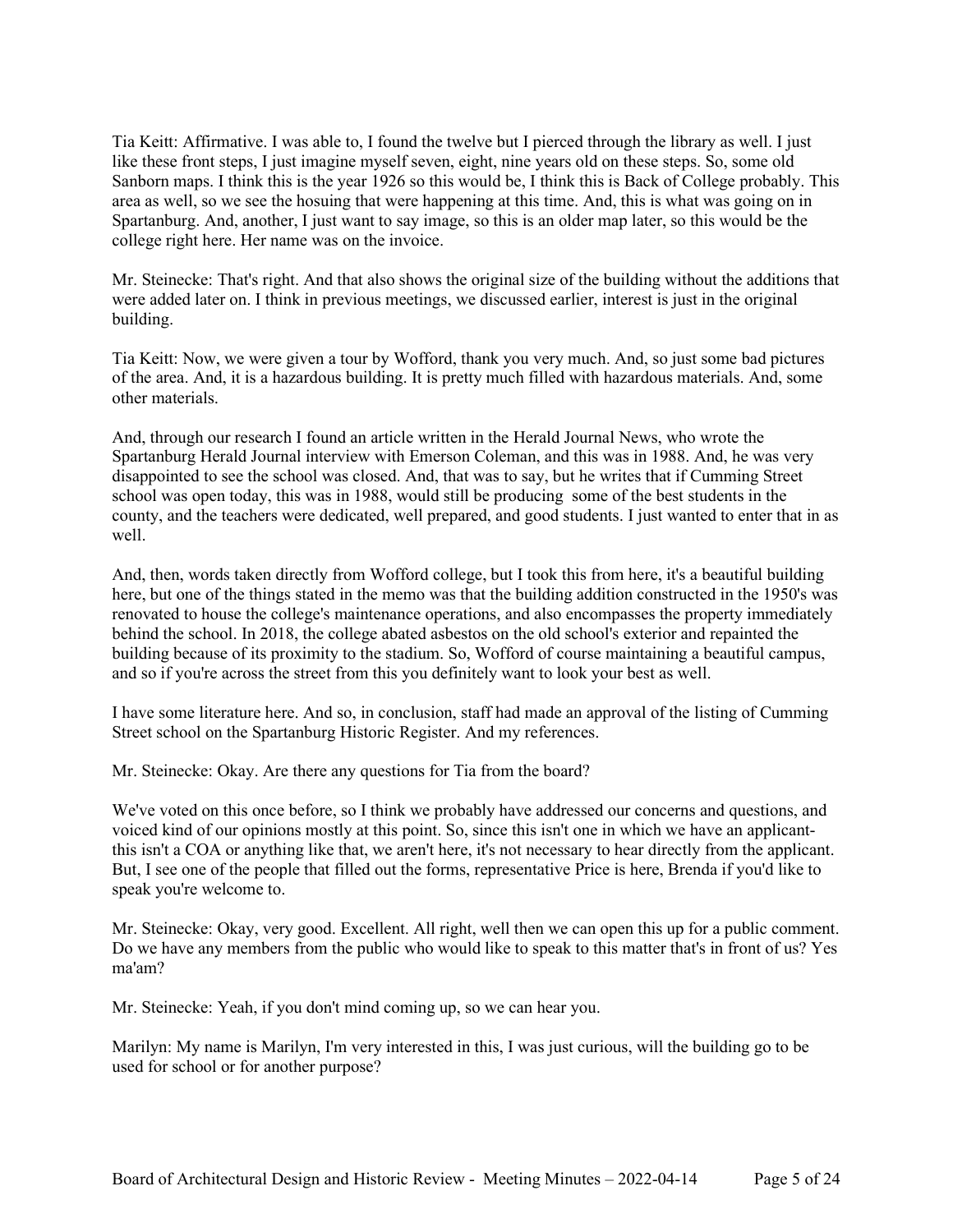Tia Keitt: Affirmative. I was able to, I found the twelve but I pierced through the library as well. I just like these front steps, I just imagine myself seven, eight, nine years old on these steps. So, some old Sanborn maps. I think this is the year 1926 so this would be, I think this is Back of College probably. This area as well, so we see the hosuing that were happening at this time. And, this is what was going on in Spartanburg. And, another, I just want to say image, so this is an older map later, so this would be the college right here. Her name was on the invoice.

Mr. Steinecke: That's right. And that also shows the original size of the building without the additions that were added later on. I think in previous meetings, we discussed earlier, interest is just in the original building.

Tia Keitt: Now, we were given a tour by Wofford, thank you very much. And, so just some bad pictures of the area. And, it is a hazardous building. It is pretty much filled with hazardous materials. And, some other materials.

And, through our research I found an article written in the Herald Journal News, who wrote the Spartanburg Herald Journal interview with Emerson Coleman, and this was in 1988. And, he was very disappointed to see the school was closed. And, that was to say, but he writes that if Cumming Street school was open today, this was in 1988, would still be producing some of the best students in the county, and the teachers were dedicated, well prepared, and good students. I just wanted to enter that in as well.

And, then, words taken directly from Wofford college, but I took this from here, it's a beautiful building here, but one of the things stated in the memo was that the building addition constructed in the 1950's was renovated to house the college's maintenance operations, and also encompasses the property immediately behind the school. In 2018, the college abated asbestos on the old school's exterior and repainted the building because of its proximity to the stadium. So, Wofford of course maintaining a beautiful campus, and so if you're across the street from this you definitely want to look your best as well.

I have some literature here. And so, in conclusion, staff had made an approval of the listing of Cumming Street school on the Spartanburg Historic Register. And my references.

Mr. Steinecke: Okay. Are there any questions for Tia from the board?

We've voted on this once before, so I think we probably have addressed our concerns and questions, and voiced kind of our opinions mostly at this point. So, since this isn't one in which we have an applicant- this isn't a COA or anything like that, we aren't here, it's not necessary to hear directly from the applicant. But, I see one of the people that filled out the forms, representative Price is here, Brenda if you'd like to speak you're welcome to.

Mr. Steinecke: Okay, very good. Excellent. All right, well then we can open this up for a public comment. Do we have any members from the public who would like to speak to this matter that's in front of us? Yes ma'am?

Mr. Steinecke: Yeah, if you don't mind coming up, so we can hear you.

Marilyn: My name is Marilyn, I'm very interested in this, I was just curious, will the building go to be used for school or for another purpose?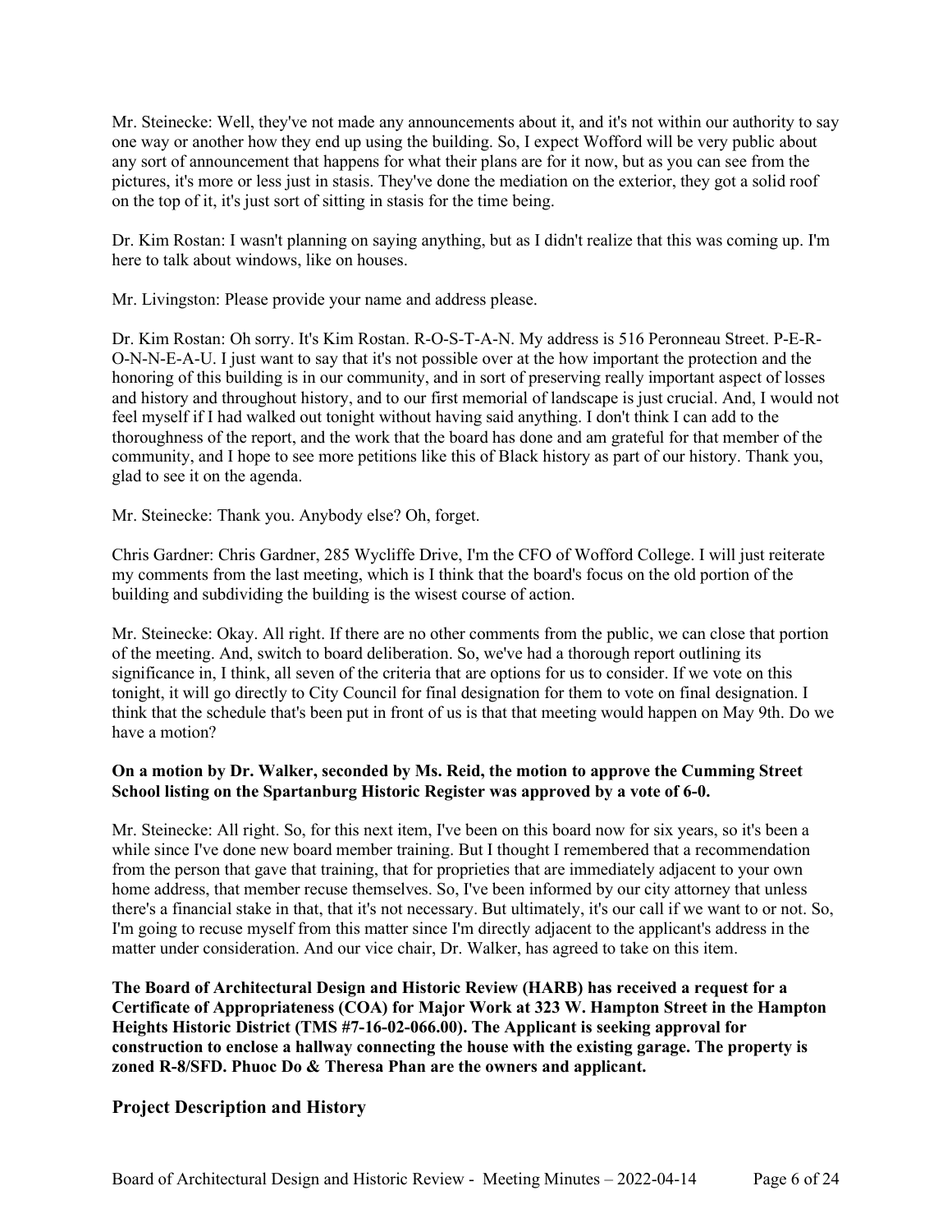Mr. Steinecke: Well, they've not made any announcements about it, and it's not within our authority to say one way or another how they end up using the building. So, I expect Wofford will be very public about any sort of announcement that happens for what their plans are for it now, but as you can see from the pictures, it's more or less just in stasis. They've done the mediation on the exterior, they got a solid roof on the top of it, it's just sort of sitting in stasis for the time being.

Dr. Kim Rostan: I wasn't planning on saying anything, but as I didn't realize that this was coming up. I'm here to talk about windows, like on houses.

Mr. Livingston: Please provide your name and address please.

Dr. Kim Rostan: Oh sorry. It's Kim Rostan. R-O-S-T-A-N. My address is 516 Peronneau Street. P-E-R-O-N-N-E-A-U. I just want to say that it's not possible over at the how important the protection and the honoring of this building is in our community, and in sort of preserving really important aspect of losses and history and throughout history, and to our first memorial of landscape is just crucial. And, I would not feel myself if I had walked out tonight without having said anything. I don't think I can add to the thoroughness of the report, and the work that the board has done and am grateful for that member of the community, and I hope to see more petitions like this of Black history as part of our history. Thank you, glad to see it on the agenda.

Mr. Steinecke: Thank you. Anybody else? Oh, forget.

Chris Gardner: Chris Gardner, 285 Wycliffe Drive, I'm the CFO of Wofford College. I will just reiterate my comments from the last meeting, which is I think that the board's focus on the old portion of the building and subdividing the building is the wisest course of action.

Mr. Steinecke: Okay. All right. If there are no other comments from the public, we can close that portion of the meeting. And, switch to board deliberation. So, we've had a thorough report outlining its significance in, I think, all seven of the criteria that are options for us to consider. If we vote on this tonight, it will go directly to City Council for final designation for them to vote on final designation. I think that the schedule that's been put in front of us is that that meeting would happen on May 9th. Do we have a motion?

**On a motion by Dr. Walker, seconded by Ms. Reid, the motion to approve the Cumming Street School listing on the Spartanburg Historic Register was approved by a vote of 6-0.**

Mr. Steinecke: All right. So, for this next item, I've been on this board now for six years, so it's been a while since I've done new board member training. But I thought I remembered that a recommendation from the person that gave that training, that for proprieties that are immediately adjacent to your own home address, that member recuse themselves. So, I've been informed by our city attorney that unless there's a financial stake in that, that it's not necessary. But ultimately, it's our call if we want to or not. So, I'm going to recuse myself from this matter since I'm directly adjacent to the applicant's address in the matter under consideration. And our vice chair, Dr. Walker, has agreed to take on this item.

**The Board of Architectural Design and Historic Review (HARB) has received a request for a Certificate of Appropriateness (COA) for Major Work at 323 W. Hampton Street in the Hampton Heights Historic District (TMS #7-16-02-066.00). The Applicant is seeking approval for construction to enclose a hallway connecting the house with the existing garage. The property is zoned R-8/SFD. Phuoc Do & Theresa Phan are the owners and applicant.**

## Project Description and History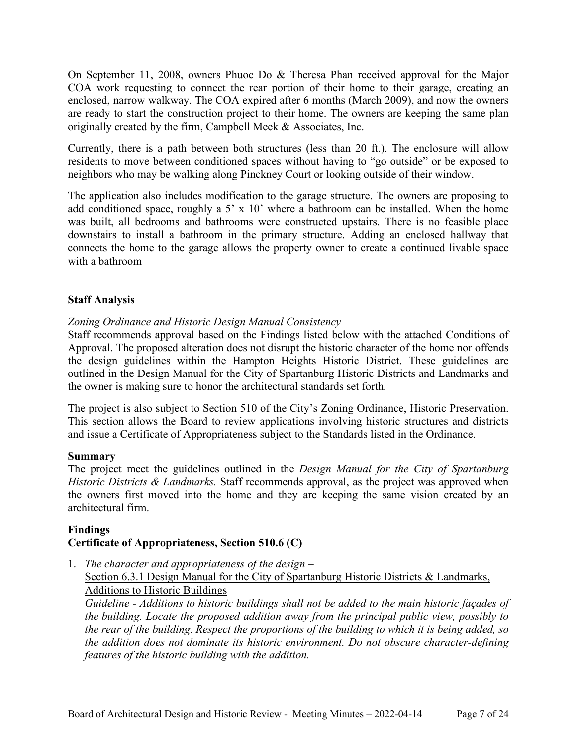On September 11, 2008, owners Phuoc Do & Theresa Phan received approval for the Major COA work requesting to connect the rear portion of their home to their garage, creating an enclosed, narrow walkway. The COA expired after 6 months (March 2009), and now the owners are ready to start the construction project to their home. The owners are keeping the same plan originally created by the firm, Campbell Meek & Associates, Inc.

Currently, there is a path between both structures (less than 20 ft.). The enclosure will allow residents to move between conditioned spaces without having to "go outside" or be exposed to neighbors who may be walking along Pinckney Court or looking outside of their window.

The application also includes modification to the garage structure. The owners are proposing to add conditioned space, roughly a 5' x 10' where a bathroom can be installed. When the home was built, all bedrooms and bathrooms were constructed upstairs. There is no feasible place downstairs to install a bathroom in the primary structure. Adding an enclosed hallway that connects the home to the garage allows the property owner to create a continued livable space with a bathroom

**Staff Analysis**

*Zoning Ordinance and Historic Design Manual Consistency*

Staff recommends approval based on the Findings listed below with the attached Conditions of Approval. The proposed alteration does not disrupt the historic character of the home nor offends the design guidelines within the Hampton Heights Historic District. These guidelines are outlined in the Design Manual for the City of Spartanburg Historic Districts and Landmarks and the owner is making sure to honor the architectural standards set forth.

The project is also subject to Section 510 of the City's Zoning Ordinance, Historic Preservation. This section allows the Board to review applications involving historic structures and districts and issue a Certificate of Appropriateness subject to the Standards listed in the Ordinance.

**Summary**

The project meet the guidelines outlined in the *Design Manual for the City of Spartanburg Historic Districts & Landmarks.* Staff recommends approval, as the project was approved when the owners first moved into the home and they are keeping the same vision created by an architectural firm.

**Findings**

**Certificate of Appropriateness, Section 510.6 (C)**

1. *The character and appropriateness of the design –*
   <u>Section 6.3.1 Design Manual for the City of Spartanburg Historic Districts & Landmarks, Additions to Historic Buildings</u>
   *Guideline - Additions to historic buildings shall not be added to the main historic façades of the building. Locate the proposed addition away from the principal public view, possibly to the rear of the building. Respect the proportions of the building to which it is being added, so the addition does not dominate its historic environment. Do not obscure character-defining features of the historic building with the addition.*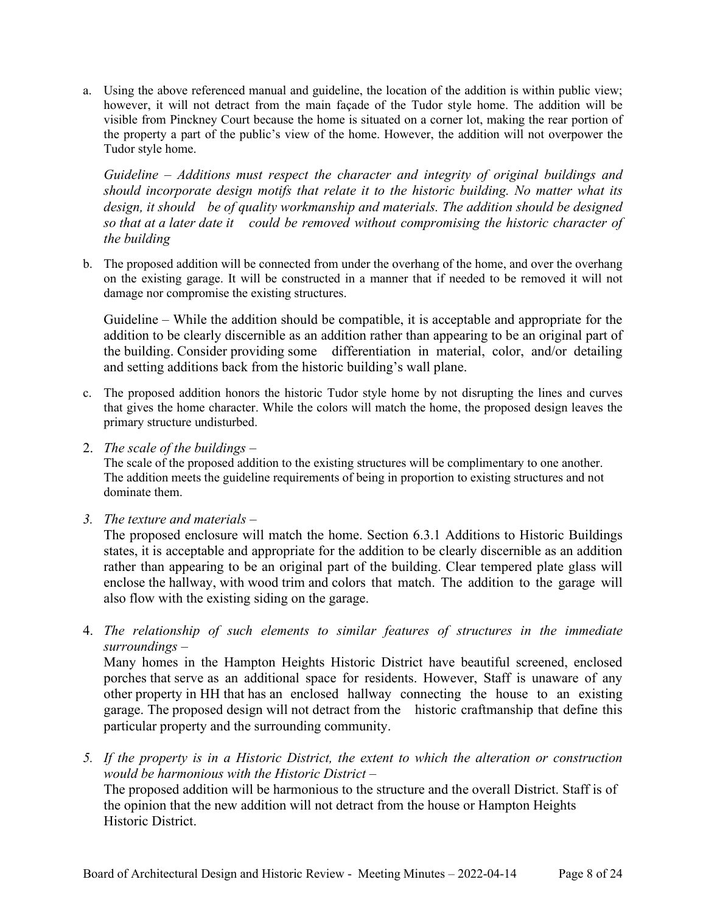a. Using the above referenced manual and guideline, the location of the addition is within public view; however, it will not detract from the main façade of the Tudor style home. The addition will be visible from Pinckney Court because the home is situated on a corner lot, making the rear portion of the property a part of the public's view of the home. However, the addition will not overpower the Tudor style home.

   *Guideline – Additions must respect the character and integrity of original buildings and should incorporate design motifs that relate it to the historic building. No matter what its design, it should be of quality workmanship and materials. The addition should be designed so that at a later date it could be removed without compromising the historic character of the building*

b. The proposed addition will be connected from under the overhang of the home, and over the overhang on the existing garage. It will be constructed in a manner that if needed to be removed it will not damage nor compromise the existing structures.

   Guideline – While the addition should be compatible, it is acceptable and appropriate for the addition to be clearly discernible as an addition rather than appearing to be an original part of the building. Consider providing some differentiation in material, color, and/or detailing and setting additions back from the historic building's wall plane.

c. The proposed addition honors the historic Tudor style home by not disrupting the lines and curves that gives the home character. While the colors will match the home, the proposed design leaves the primary structure undisturbed.

2. *The scale of the buildings –*
   The scale of the proposed addition to the existing structures will be complimentary to one another. The addition meets the guideline requirements of being in proportion to existing structures and not dominate them.

3. *The texture and materials –*
   The proposed enclosure will match the home. Section 6.3.1 Additions to Historic Buildings states, it is acceptable and appropriate for the addition to be clearly discernible as an addition rather than appearing to be an original part of the building. Clear tempered plate glass will enclose the hallway, with wood trim and colors that match. The addition to the garage will also flow with the existing siding on the garage.

4. *The relationship of such elements to similar features of structures in the immediate surroundings –*
   Many homes in the Hampton Heights Historic District have beautiful screened, enclosed porches that serve as an additional space for residents. However, Staff is unaware of any other property in HH that has an enclosed hallway connecting the house to an existing garage. The proposed design will not detract from the historic craftmanship that define this particular property and the surrounding community.

5. *If the property is in a Historic District, the extent to which the alteration or construction would be harmonious with the Historic District –*
   The proposed addition will be harmonious to the structure and the overall District. Staff is of the opinion that the new addition will not detract from the house or Hampton Heights Historic District.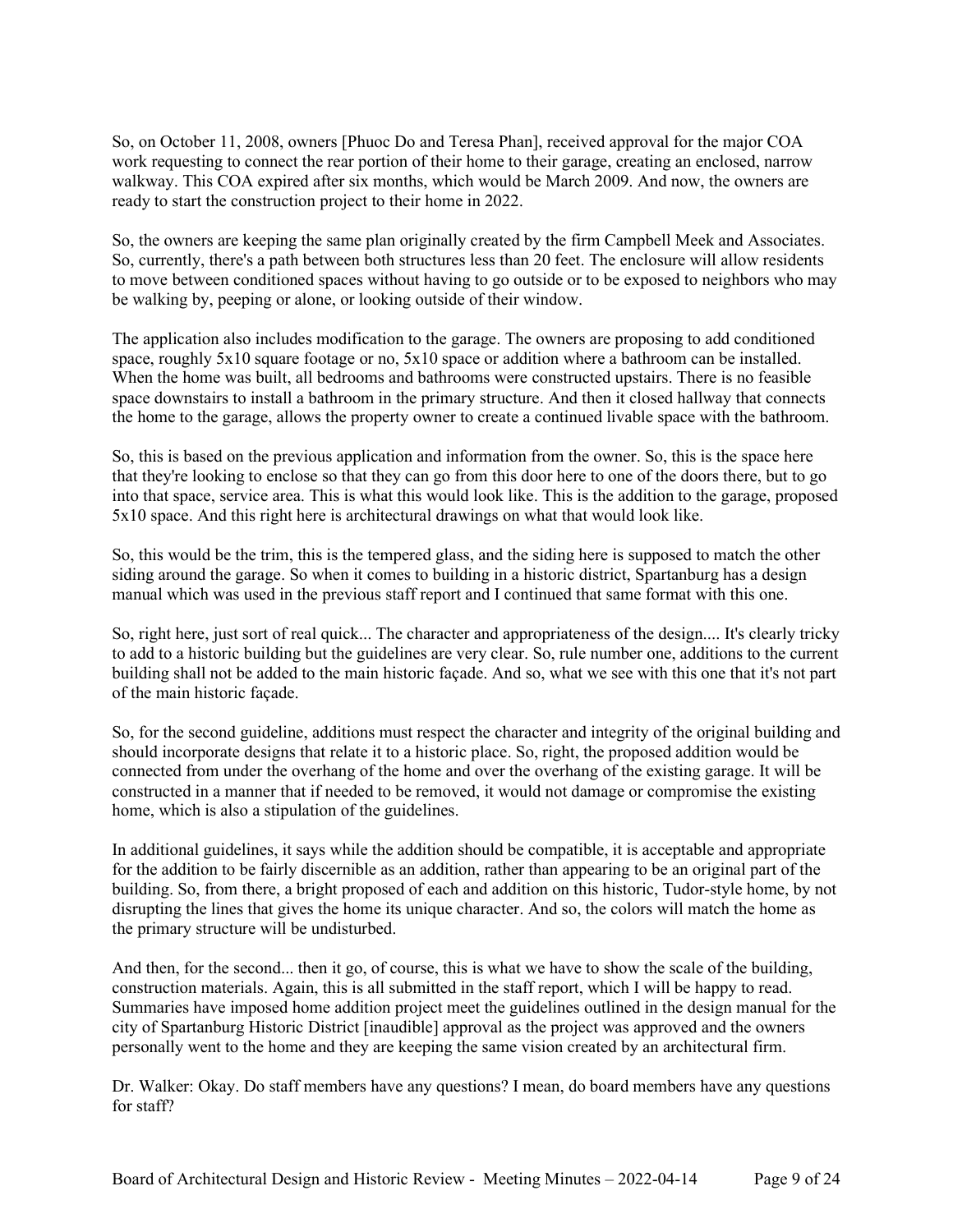So, on October 11, 2008, owners [Phuoc Do and Teresa Phan], received approval for the major COA work requesting to connect the rear portion of their home to their garage, creating an enclosed, narrow walkway. This COA expired after six months, which would be March 2009. And now, the owners are ready to start the construction project to their home in 2022.

So, the owners are keeping the same plan originally created by the firm Campbell Meek and Associates. So, currently, there's a path between both structures less than 20 feet. The enclosure will allow residents to move between conditioned spaces without having to go outside or to be exposed to neighbors who may be walking by, peeping or alone, or looking outside of their window.

The application also includes modification to the garage. The owners are proposing to add conditioned space, roughly 5x10 square footage or no, 5x10 space or addition where a bathroom can be installed. When the home was built, all bedrooms and bathrooms were constructed upstairs. There is no feasible space downstairs to install a bathroom in the primary structure. And then it closed hallway that connects the home to the garage, allows the property owner to create a continued livable space with the bathroom.

So, this is based on the previous application and information from the owner. So, this is the space here that they're looking to enclose so that they can go from this door here to one of the doors there, but to go into that space, service area. This is what this would look like. This is the addition to the garage, proposed 5x10 space. And this right here is architectural drawings on what that would look like.

So, this would be the trim, this is the tempered glass, and the siding here is supposed to match the other siding around the garage. So when it comes to building in a historic district, Spartanburg has a design manual which was used in the previous staff report and I continued that same format with this one.

So, right here, just sort of real quick... The character and appropriateness of the design.... It's clearly tricky to add to a historic building but the guidelines are very clear. So, rule number one, additions to the current building shall not be added to the main historic façade. And so, what we see with this one that it's not part of the main historic façade.

So, for the second guideline, additions must respect the character and integrity of the original building and should incorporate designs that relate it to a historic place. So, right, the proposed addition would be connected from under the overhang of the home and over the overhang of the existing garage. It will be constructed in a manner that if needed to be removed, it would not damage or compromise the existing home, which is also a stipulation of the guidelines.

In additional guidelines, it says while the addition should be compatible, it is acceptable and appropriate for the addition to be fairly discernible as an addition, rather than appearing to be an original part of the building. So, from there, a bright proposed of each and addition on this historic, Tudor-style home, by not disrupting the lines that gives the home its unique character. And so, the colors will match the home as the primary structure will be undisturbed.

And then, for the second... then it go, of course, this is what we have to show the scale of the building, construction materials. Again, this is all submitted in the staff report, which I will be happy to read. Summaries have imposed home addition project meet the guidelines outlined in the design manual for the city of Spartanburg Historic District [inaudible] approval as the project was approved and the owners personally went to the home and they are keeping the same vision created by an architectural firm.

Dr. Walker: Okay. Do staff members have any questions? I mean, do board members have any questions for staff?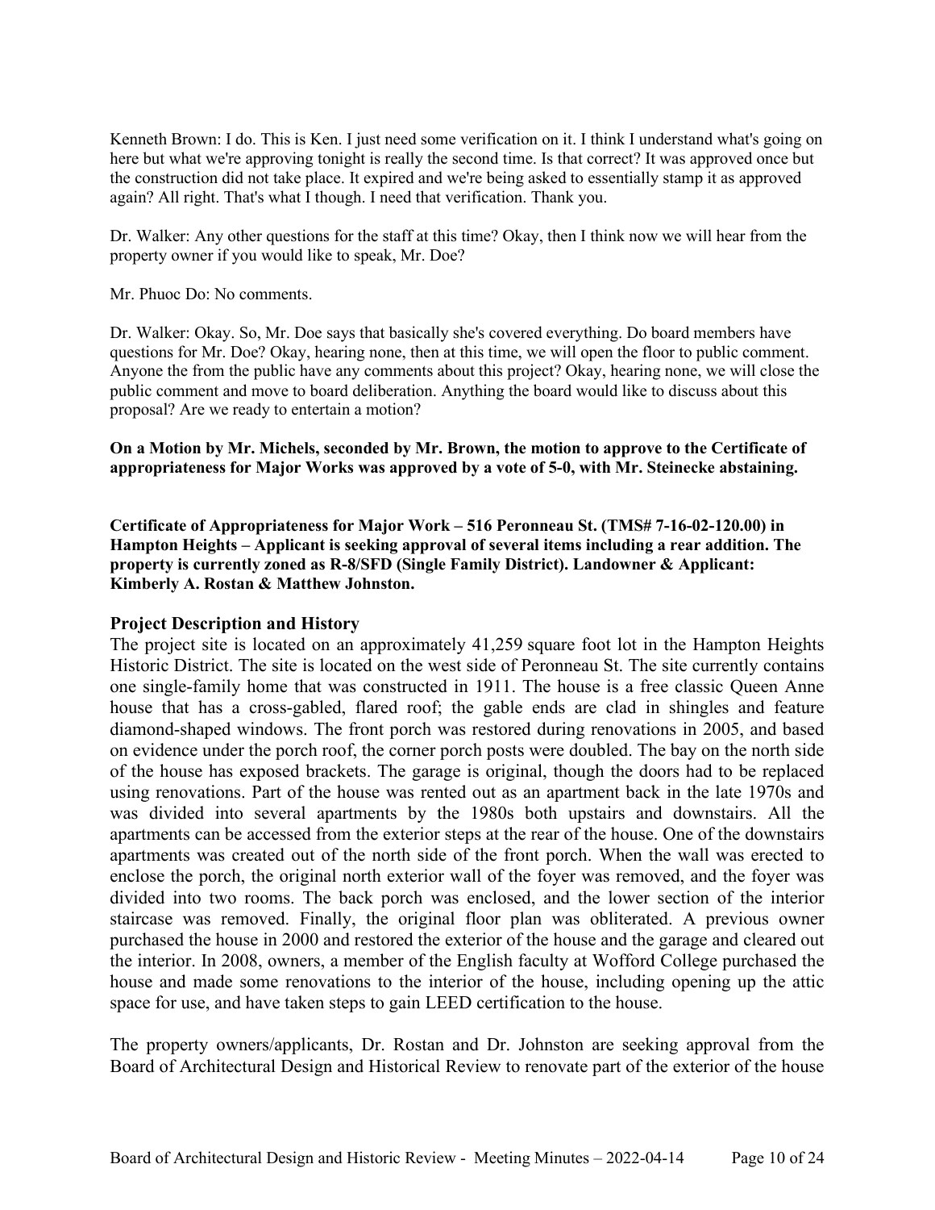Kenneth Brown: I do. This is Ken. I just need some verification on it. I think I understand what's going on here but what we're approving tonight is really the second time. Is that correct? It was approved once but the construction did not take place. It expired and we're being asked to essentially stamp it as approved again? All right. That's what I though. I need that verification. Thank you.

Dr. Walker: Any other questions for the staff at this time? Okay, then I think now we will hear from the property owner if you would like to speak, Mr. Doe?

Mr. Phuoc Do: No comments.

Dr. Walker: Okay. So, Mr. Doe says that basically she's covered everything. Do board members have questions for Mr. Doe? Okay, hearing none, then at this time, we will open the floor to public comment. Anyone the from the public have any comments about this project? Okay, hearing none, we will close the public comment and move to board deliberation. Anything the board would like to discuss about this proposal? Are we ready to entertain a motion?

**On a Motion by Mr. Michels, seconded by Mr. Brown, the motion to approve to the Certificate of appropriateness for Major Works was approved by a vote of 5-0, with Mr. Steinecke abstaining.**

**Certificate of Appropriateness for Major Work – 516 Peronneau St. (TMS# 7-16-02-120.00) in Hampton Heights – Applicant is seeking approval of several items including a rear addition. The property is currently zoned as R-8/SFD (Single Family District). Landowner & Applicant: Kimberly A. Rostan & Matthew Johnston.**

## Project Description and History

The project site is located on an approximately 41,259 square foot lot in the Hampton Heights Historic District. The site is located on the west side of Peronneau St. The site currently contains one single-family home that was constructed in 1911. The house is a free classic Queen Anne house that has a cross-gabled, flared roof; the gable ends are clad in shingles and feature diamond-shaped windows. The front porch was restored during renovations in 2005, and based on evidence under the porch roof, the corner porch posts were doubled. The bay on the north side of the house has exposed brackets. The garage is original, though the doors had to be replaced using renovations. Part of the house was rented out as an apartment back in the late 1970s and was divided into several apartments by the 1980s both upstairs and downstairs. All the apartments can be accessed from the exterior steps at the rear of the house. One of the downstairs apartments was created out of the north side of the front porch. When the wall was erected to enclose the porch, the original north exterior wall of the foyer was removed, and the foyer was divided into two rooms. The back porch was enclosed, and the lower section of the interior staircase was removed. Finally, the original floor plan was obliterated. A previous owner purchased the house in 2000 and restored the exterior of the house and the garage and cleared out the interior. In 2008, owners, a member of the English faculty at Wofford College purchased the house and made some renovations to the interior of the house, including opening up the attic space for use, and have taken steps to gain LEED certification to the house.

The property owners/applicants, Dr. Rostan and Dr. Johnston are seeking approval from the Board of Architectural Design and Historical Review to renovate part of the exterior of the house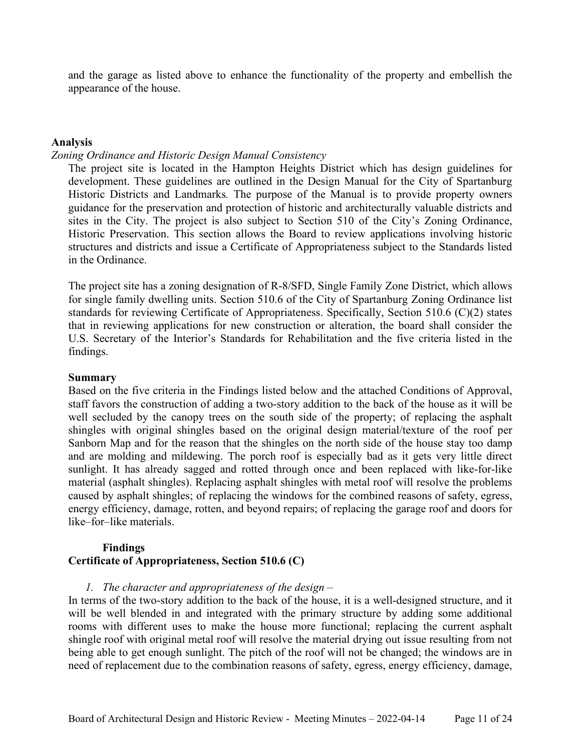and the garage as listed above to enhance the functionality of the property and embellish the appearance of the house.

**Analysis**

*Zoning Ordinance and Historic Design Manual Consistency*

The project site is located in the Hampton Heights District which has design guidelines for development. These guidelines are outlined in the Design Manual for the City of Spartanburg Historic Districts and Landmarks*.* The purpose of the Manual is to provide property owners guidance for the preservation and protection of historic and architecturally valuable districts and sites in the City. The project is also subject to Section 510 of the City's Zoning Ordinance, Historic Preservation. This section allows the Board to review applications involving historic structures and districts and issue a Certificate of Appropriateness subject to the Standards listed in the Ordinance.

The project site has a zoning designation of R-8/SFD, Single Family Zone District, which allows for single family dwelling units. Section 510.6 of the City of Spartanburg Zoning Ordinance list standards for reviewing Certificate of Appropriateness. Specifically, Section 510.6 (C)(2) states that in reviewing applications for new construction or alteration, the board shall consider the U.S. Secretary of the Interior's Standards for Rehabilitation and the five criteria listed in the findings.

**Summary**

Based on the five criteria in the Findings listed below and the attached Conditions of Approval, staff favors the construction of adding a two-story addition to the back of the house as it will be well secluded by the canopy trees on the south side of the property; of replacing the asphalt shingles with original shingles based on the original design material/texture of the roof per Sanborn Map and for the reason that the shingles on the north side of the house stay too damp and are molding and mildewing. The porch roof is especially bad as it gets very little direct sunlight. It has already sagged and rotted through once and been replaced with like-for-like material (asphalt shingles). Replacing asphalt shingles with metal roof will resolve the problems caused by asphalt shingles; of replacing the windows for the combined reasons of safety, egress, energy efficiency, damage, rotten, and beyond repairs; of replacing the garage roof and doors for like–for–like materials.

**Findings**

**Certificate of Appropriateness, Section 510.6 (C)**

1. *The character and appropriateness of the design –*

In terms of the two-story addition to the back of the house, it is a well-designed structure, and it will be well blended in and integrated with the primary structure by adding some additional rooms with different uses to make the house more functional; replacing the current asphalt shingle roof with original metal roof will resolve the material drying out issue resulting from not being able to get enough sunlight. The pitch of the roof will not be changed; the windows are in need of replacement due to the combination reasons of safety, egress, energy efficiency, damage,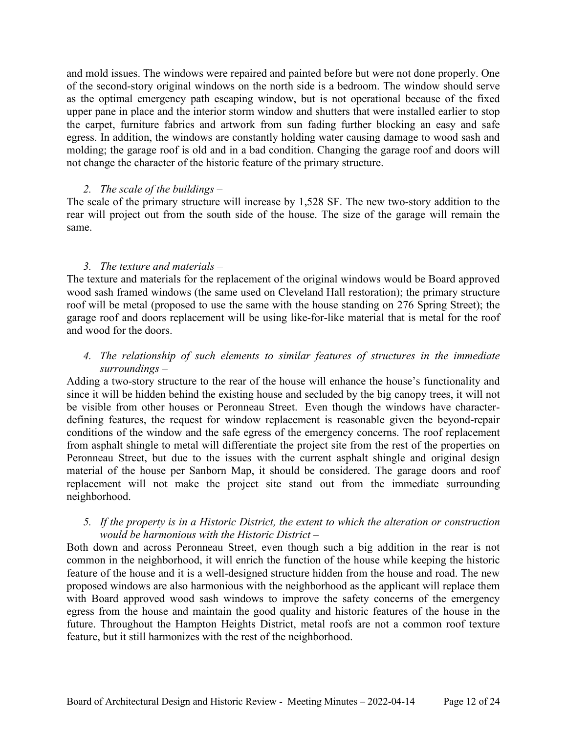and mold issues. The windows were repaired and painted before but were not done properly. One of the second-story original windows on the north side is a bedroom. The window should serve as the optimal emergency path escaping window, but is not operational because of the fixed upper pane in place and the interior storm window and shutters that were installed earlier to stop the carpet, furniture fabrics and artwork from sun fading further blocking an easy and safe egress. In addition, the windows are constantly holding water causing damage to wood sash and molding; the garage roof is old and in a bad condition. Changing the garage roof and doors will not change the character of the historic feature of the primary structure.

2. *The scale of the buildings –*

The scale of the primary structure will increase by 1,528 SF. The new two-story addition to the rear will project out from the south side of the house. The size of the garage will remain the same.

3. *The texture and materials –*

The texture and materials for the replacement of the original windows would be Board approved wood sash framed windows (the same used on Cleveland Hall restoration); the primary structure roof will be metal (proposed to use the same with the house standing on 276 Spring Street); the garage roof and doors replacement will be using like-for-like material that is metal for the roof and wood for the doors.

4. *The relationship of such elements to similar features of structures in the immediate surroundings –*

Adding a two-story structure to the rear of the house will enhance the house's functionality and since it will be hidden behind the existing house and secluded by the big canopy trees, it will not be visible from other houses or Peronneau Street. Even though the windows have character-defining features, the request for window replacement is reasonable given the beyond-repair conditions of the window and the safe egress of the emergency concerns. The roof replacement from asphalt shingle to metal will differentiate the project site from the rest of the properties on Peronneau Street, but due to the issues with the current asphalt shingle and original design material of the house per Sanborn Map, it should be considered. The garage doors and roof replacement will not make the project site stand out from the immediate surrounding neighborhood.

5. *If the property is in a Historic District, the extent to which the alteration or construction would be harmonious with the Historic District –*

Both down and across Peronneau Street, even though such a big addition in the rear is not common in the neighborhood, it will enrich the function of the house while keeping the historic feature of the house and it is a well-designed structure hidden from the house and road. The new proposed windows are also harmonious with the neighborhood as the applicant will replace them with Board approved wood sash windows to improve the safety concerns of the emergency egress from the house and maintain the good quality and historic features of the house in the future. Throughout the Hampton Heights District, metal roofs are not a common roof texture feature, but it still harmonizes with the rest of the neighborhood.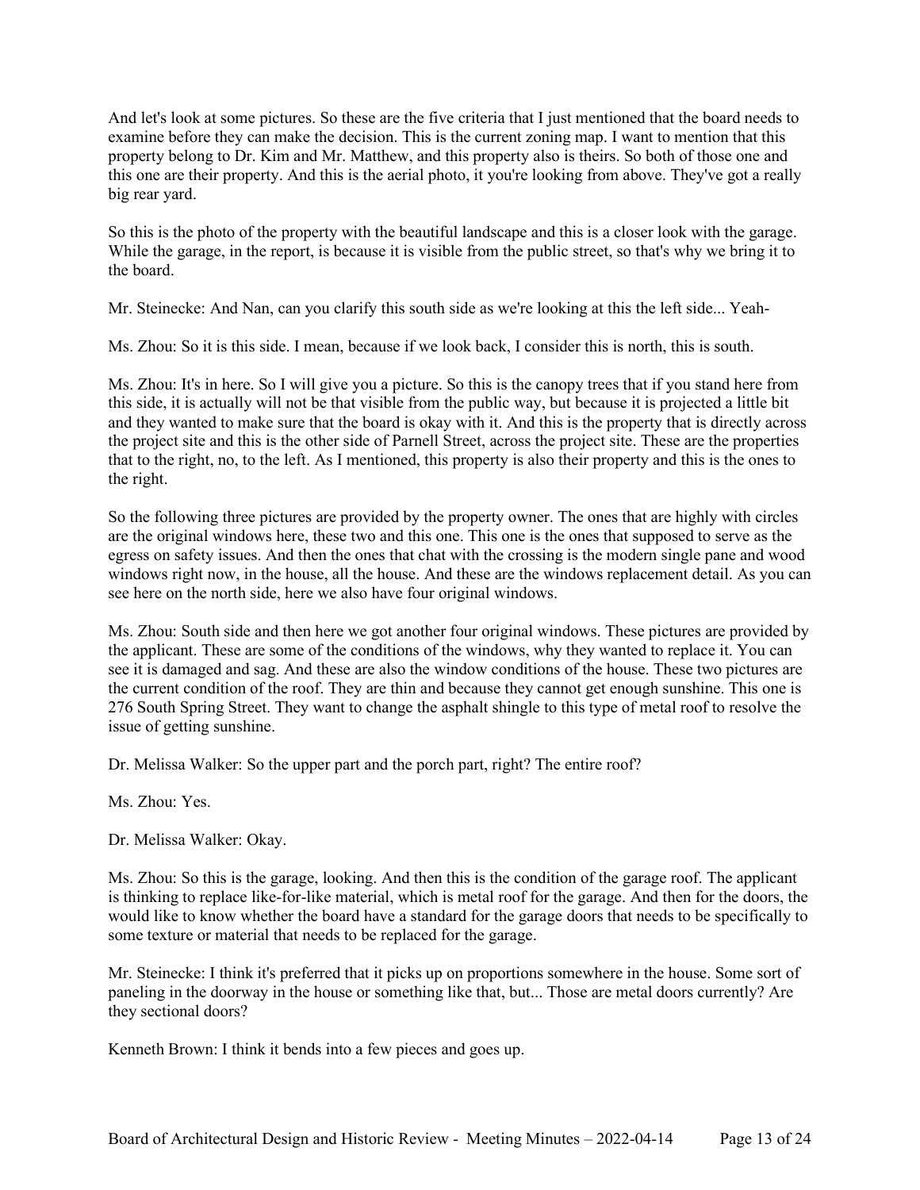And let's look at some pictures. So these are the five criteria that I just mentioned that the board needs to examine before they can make the decision. This is the current zoning map. I want to mention that this property belong to Dr. Kim and Mr. Matthew, and this property also is theirs. So both of those one and this one are their property. And this is the aerial photo, it you're looking from above. They've got a really big rear yard.

So this is the photo of the property with the beautiful landscape and this is a closer look with the garage. While the garage, in the report, is because it is visible from the public street, so that's why we bring it to the board.

Mr. Steinecke: And Nan, can you clarify this south side as we're looking at this the left side... Yeah-

Ms. Zhou: So it is this side. I mean, because if we look back, I consider this is north, this is south.

Ms. Zhou: It's in here. So I will give you a picture. So this is the canopy trees that if you stand here from this side, it is actually will not be that visible from the public way, but because it is projected a little bit and they wanted to make sure that the board is okay with it. And this is the property that is directly across the project site and this is the other side of Parnell Street, across the project site. These are the properties that to the right, no, to the left. As I mentioned, this property is also their property and this is the ones to the right.

So the following three pictures are provided by the property owner. The ones that are highly with circles are the original windows here, these two and this one. This one is the ones that supposed to serve as the egress on safety issues. And then the ones that chat with the crossing is the modern single pane and wood windows right now, in the house, all the house. And these are the windows replacement detail. As you can see here on the north side, here we also have four original windows.

Ms. Zhou: South side and then here we got another four original windows. These pictures are provided by the applicant. These are some of the conditions of the windows, why they wanted to replace it. You can see it is damaged and sag. And these are also the window conditions of the house. These two pictures are the current condition of the roof. They are thin and because they cannot get enough sunshine. This one is 276 South Spring Street. They want to change the asphalt shingle to this type of metal roof to resolve the issue of getting sunshine.

Dr. Melissa Walker: So the upper part and the porch part, right? The entire roof?

Ms. Zhou: Yes.

Dr. Melissa Walker: Okay.

Ms. Zhou: So this is the garage, looking. And then this is the condition of the garage roof. The applicant is thinking to replace like-for-like material, which is metal roof for the garage. And then for the doors, the would like to know whether the board have a standard for the garage doors that needs to be specifically to some texture or material that needs to be replaced for the garage.

Mr. Steinecke: I think it's preferred that it picks up on proportions somewhere in the house. Some sort of paneling in the doorway in the house or something like that, but... Those are metal doors currently? Are they sectional doors?

Kenneth Brown: I think it bends into a few pieces and goes up.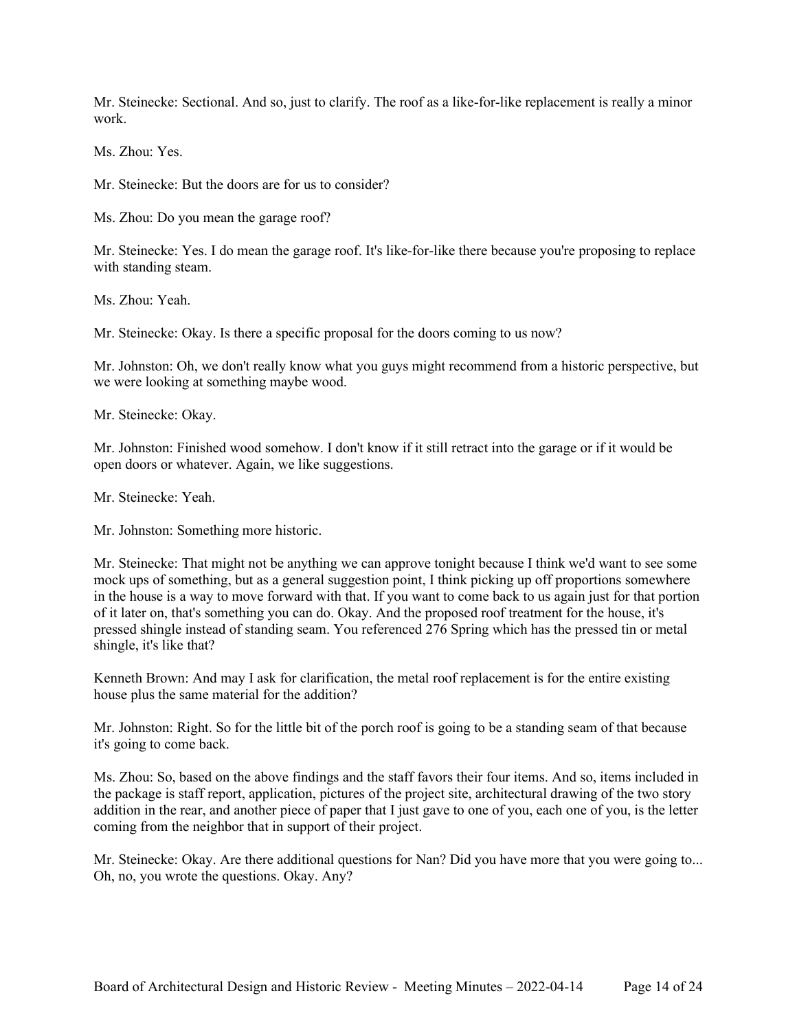Mr. Steinecke: Sectional. And so, just to clarify. The roof as a like-for-like replacement is really a minor work.

Ms. Zhou: Yes.

Mr. Steinecke: But the doors are for us to consider?

Ms. Zhou: Do you mean the garage roof?

Mr. Steinecke: Yes. I do mean the garage roof. It's like-for-like there because you're proposing to replace with standing steam.

Ms. Zhou: Yeah.

Mr. Steinecke: Okay. Is there a specific proposal for the doors coming to us now?

Mr. Johnston: Oh, we don't really know what you guys might recommend from a historic perspective, but we were looking at something maybe wood.

Mr. Steinecke: Okay.

Mr. Johnston: Finished wood somehow. I don't know if it still retract into the garage or if it would be open doors or whatever. Again, we like suggestions.

Mr. Steinecke: Yeah.

Mr. Johnston: Something more historic.

Mr. Steinecke: That might not be anything we can approve tonight because I think we'd want to see some mock ups of something, but as a general suggestion point, I think picking up off proportions somewhere in the house is a way to move forward with that. If you want to come back to us again just for that portion of it later on, that's something you can do. Okay. And the proposed roof treatment for the house, it's pressed shingle instead of standing seam. You referenced 276 Spring which has the pressed tin or metal shingle, it's like that?

Kenneth Brown: And may I ask for clarification, the metal roof replacement is for the entire existing house plus the same material for the addition?

Mr. Johnston: Right. So for the little bit of the porch roof is going to be a standing seam of that because it's going to come back.

Ms. Zhou: So, based on the above findings and the staff favors their four items. And so, items included in the package is staff report, application, pictures of the project site, architectural drawing of the two story addition in the rear, and another piece of paper that I just gave to one of you, each one of you, is the letter coming from the neighbor that in support of their project.

Mr. Steinecke: Okay. Are there additional questions for Nan? Did you have more that you were going to... Oh, no, you wrote the questions. Okay. Any?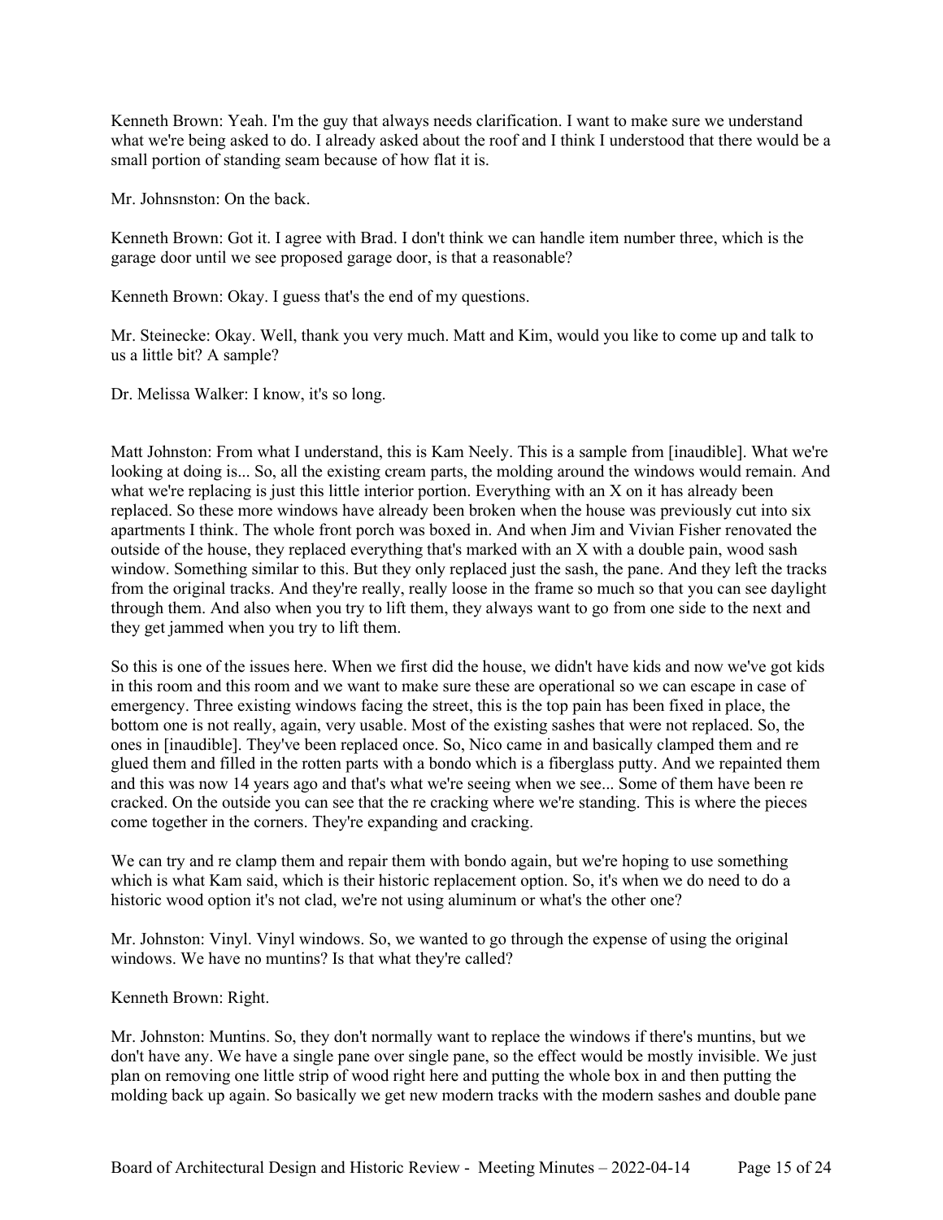Kenneth Brown: Yeah. I'm the guy that always needs clarification. I want to make sure we understand what we're being asked to do. I already asked about the roof and I think I understood that there would be a small portion of standing seam because of how flat it is.

Mr. Johnsnston: On the back.

Kenneth Brown: Got it. I agree with Brad. I don't think we can handle item number three, which is the garage door until we see proposed garage door, is that a reasonable?

Kenneth Brown: Okay. I guess that's the end of my questions.

Mr. Steinecke: Okay. Well, thank you very much. Matt and Kim, would you like to come up and talk to us a little bit? A sample?

Dr. Melissa Walker: I know, it's so long.

Matt Johnston: From what I understand, this is Kam Neely. This is a sample from [inaudible]. What we're looking at doing is... So, all the existing cream parts, the molding around the windows would remain. And what we're replacing is just this little interior portion. Everything with an X on it has already been replaced. So these more windows have already been broken when the house was previously cut into six apartments I think. The whole front porch was boxed in. And when Jim and Vivian Fisher renovated the outside of the house, they replaced everything that's marked with an X with a double pain, wood sash window. Something similar to this. But they only replaced just the sash, the pane. And they left the tracks from the original tracks. And they're really, really loose in the frame so much so that you can see daylight through them. And also when you try to lift them, they always want to go from one side to the next and they get jammed when you try to lift them.

So this is one of the issues here. When we first did the house, we didn't have kids and now we've got kids in this room and this room and we want to make sure these are operational so we can escape in case of emergency. Three existing windows facing the street, this is the top pain has been fixed in place, the bottom one is not really, again, very usable. Most of the existing sashes that were not replaced. So, the ones in [inaudible]. They've been replaced once. So, Nico came in and basically clamped them and re glued them and filled in the rotten parts with a bondo which is a fiberglass putty. And we repainted them and this was now 14 years ago and that's what we're seeing when we see... Some of them have been re cracked. On the outside you can see that the re cracking where we're standing. This is where the pieces come together in the corners. They're expanding and cracking.

We can try and re clamp them and repair them with bondo again, but we're hoping to use something which is what Kam said, which is their historic replacement option. So, it's when we do need to do a historic wood option it's not clad, we're not using aluminum or what's the other one?

Mr. Johnston: Vinyl. Vinyl windows. So, we wanted to go through the expense of using the original windows. We have no muntins? Is that what they're called?

Kenneth Brown: Right.

Mr. Johnston: Muntins. So, they don't normally want to replace the windows if there's muntins, but we don't have any. We have a single pane over single pane, so the effect would be mostly invisible. We just plan on removing one little strip of wood right here and putting the whole box in and then putting the molding back up again. So basically we get new modern tracks with the modern sashes and double pane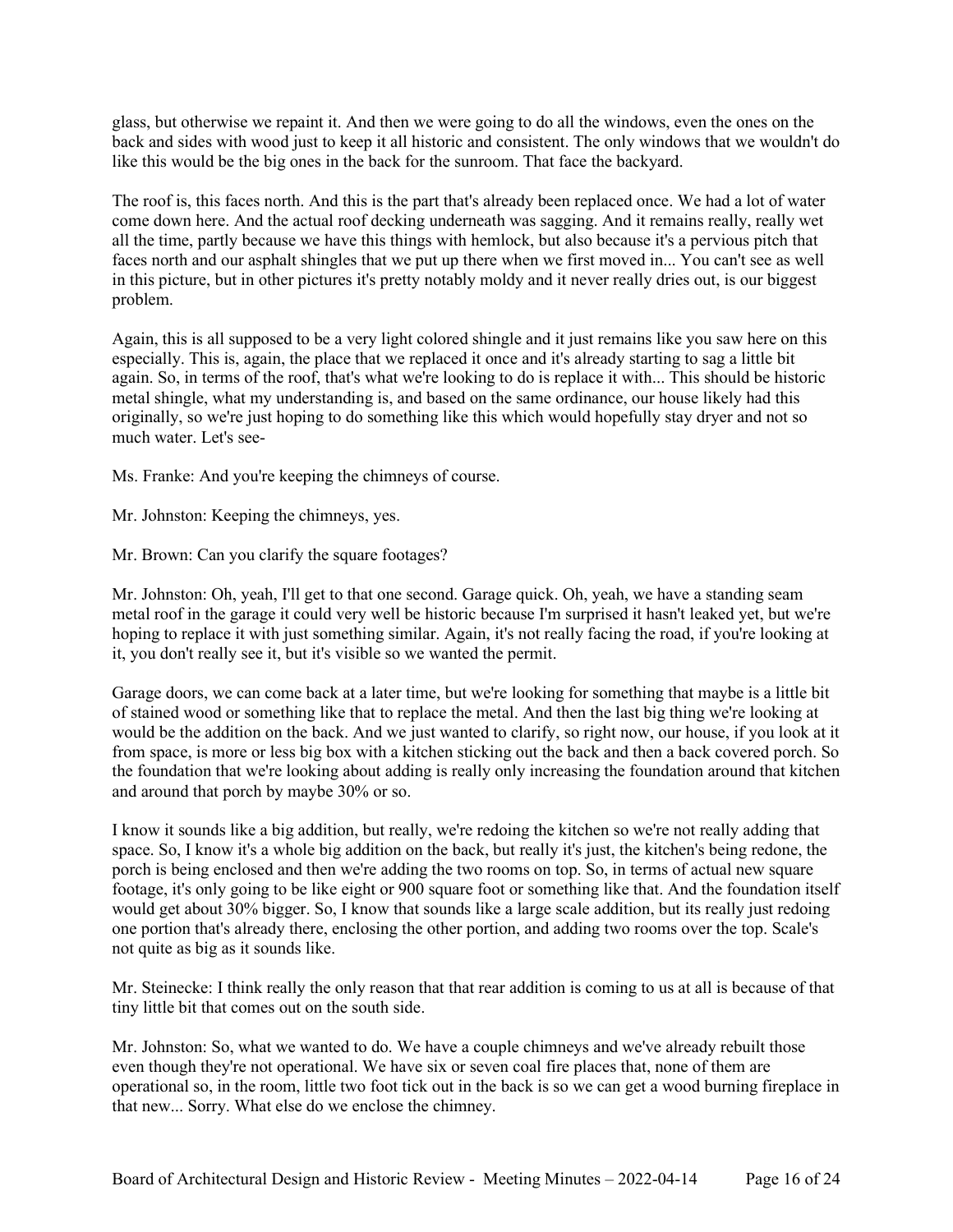glass, but otherwise we repaint it. And then we were going to do all the windows, even the ones on the back and sides with wood just to keep it all historic and consistent. The only windows that we wouldn't do like this would be the big ones in the back for the sunroom. That face the backyard.

The roof is, this faces north. And this is the part that's already been replaced once. We had a lot of water come down here. And the actual roof decking underneath was sagging. And it remains really, really wet all the time, partly because we have this things with hemlock, but also because it's a pervious pitch that faces north and our asphalt shingles that we put up there when we first moved in... You can't see as well in this picture, but in other pictures it's pretty notably moldy and it never really dries out, is our biggest problem.

Again, this is all supposed to be a very light colored shingle and it just remains like you saw here on this especially. This is, again, the place that we replaced it once and it's already starting to sag a little bit again. So, in terms of the roof, that's what we're looking to do is replace it with... This should be historic metal shingle, what my understanding is, and based on the same ordinance, our house likely had this originally, so we're just hoping to do something like this which would hopefully stay dryer and not so much water. Let's see-

Ms. Franke: And you're keeping the chimneys of course.

Mr. Johnston: Keeping the chimneys, yes.

Mr. Brown: Can you clarify the square footages?

Mr. Johnston: Oh, yeah, I'll get to that one second. Garage quick. Oh, yeah, we have a standing seam metal roof in the garage it could very well be historic because I'm surprised it hasn't leaked yet, but we're hoping to replace it with just something similar. Again, it's not really facing the road, if you're looking at it, you don't really see it, but it's visible so we wanted the permit.

Garage doors, we can come back at a later time, but we're looking for something that maybe is a little bit of stained wood or something like that to replace the metal. And then the last big thing we're looking at would be the addition on the back. And we just wanted to clarify, so right now, our house, if you look at it from space, is more or less big box with a kitchen sticking out the back and then a back covered porch. So the foundation that we're looking about adding is really only increasing the foundation around that kitchen and around that porch by maybe 30% or so.

I know it sounds like a big addition, but really, we're redoing the kitchen so we're not really adding that space. So, I know it's a whole big addition on the back, but really it's just, the kitchen's being redone, the porch is being enclosed and then we're adding the two rooms on top. So, in terms of actual new square footage, it's only going to be like eight or 900 square foot or something like that. And the foundation itself would get about 30% bigger. So, I know that sounds like a large scale addition, but its really just redoing one portion that's already there, enclosing the other portion, and adding two rooms over the top. Scale's not quite as big as it sounds like.

Mr. Steinecke: I think really the only reason that that rear addition is coming to us at all is because of that tiny little bit that comes out on the south side.

Mr. Johnston: So, what we wanted to do. We have a couple chimneys and we've already rebuilt those even though they're not operational. We have six or seven coal fire places that, none of them are operational so, in the room, little two foot tick out in the back is so we can get a wood burning fireplace in that new... Sorry. What else do we enclose the chimney.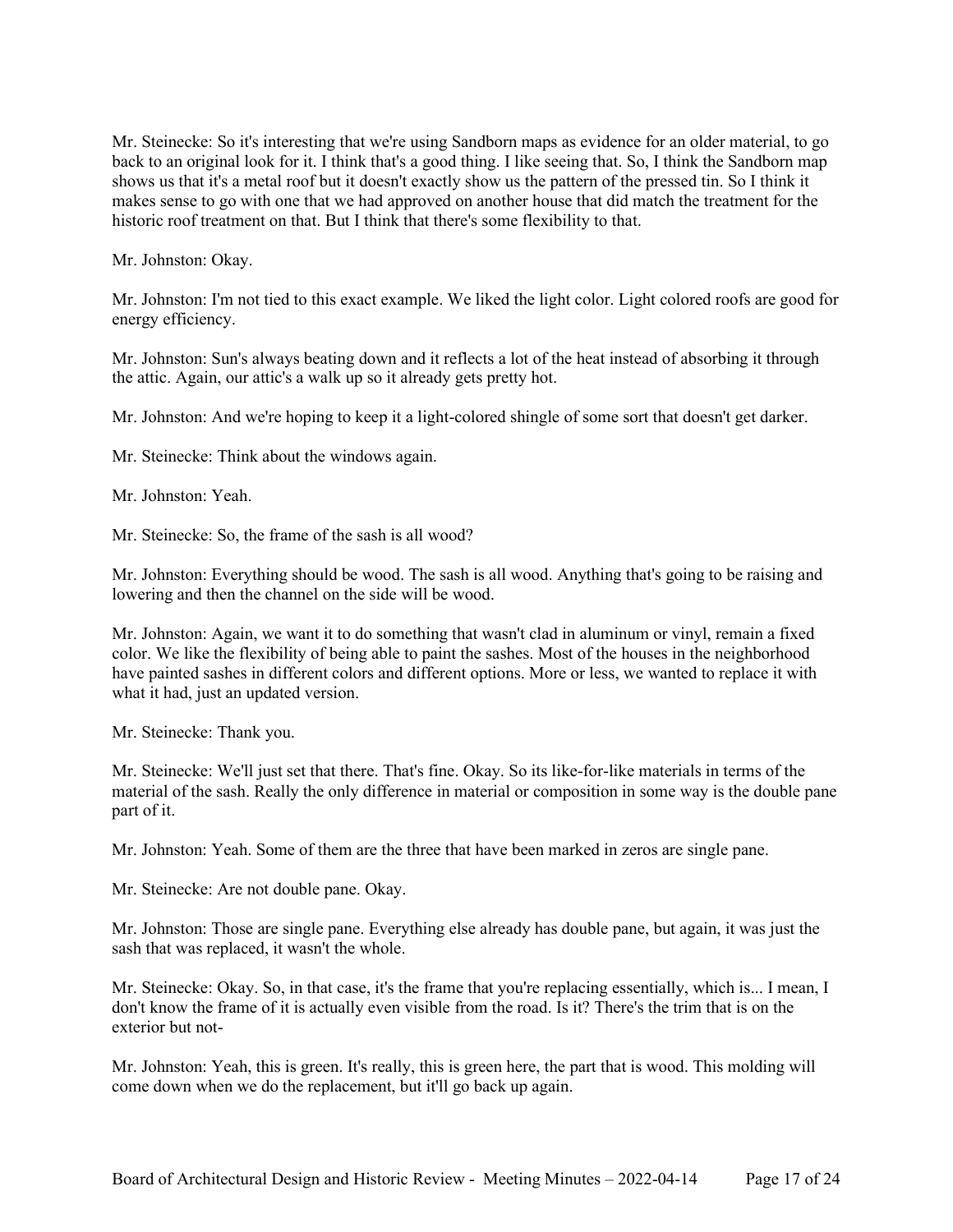Mr. Steinecke: So it's interesting that we're using Sandborn maps as evidence for an older material, to go back to an original look for it. I think that's a good thing. I like seeing that. So, I think the Sandborn map shows us that it's a metal roof but it doesn't exactly show us the pattern of the pressed tin. So I think it makes sense to go with one that we had approved on another house that did match the treatment for the historic roof treatment on that. But I think that there's some flexibility to that.

Mr. Johnston: Okay.

Mr. Johnston: I'm not tied to this exact example. We liked the light color. Light colored roofs are good for energy efficiency.

Mr. Johnston: Sun's always beating down and it reflects a lot of the heat instead of absorbing it through the attic. Again, our attic's a walk up so it already gets pretty hot.

Mr. Johnston: And we're hoping to keep it a light-colored shingle of some sort that doesn't get darker.

Mr. Steinecke: Think about the windows again.

Mr. Johnston: Yeah.

Mr. Steinecke: So, the frame of the sash is all wood?

Mr. Johnston: Everything should be wood. The sash is all wood. Anything that's going to be raising and lowering and then the channel on the side will be wood.

Mr. Johnston: Again, we want it to do something that wasn't clad in aluminum or vinyl, remain a fixed color. We like the flexibility of being able to paint the sashes. Most of the houses in the neighborhood have painted sashes in different colors and different options. More or less, we wanted to replace it with what it had, just an updated version.

Mr. Steinecke: Thank you.

Mr. Steinecke: We'll just set that there. That's fine. Okay. So its like-for-like materials in terms of the material of the sash. Really the only difference in material or composition in some way is the double pane part of it.

Mr. Johnston: Yeah. Some of them are the three that have been marked in zeros are single pane.

Mr. Steinecke: Are not double pane. Okay.

Mr. Johnston: Those are single pane. Everything else already has double pane, but again, it was just the sash that was replaced, it wasn't the whole.

Mr. Steinecke: Okay. So, in that case, it's the frame that you're replacing essentially, which is... I mean, I don't know the frame of it is actually even visible from the road. Is it? There's the trim that is on the exterior but not-

Mr. Johnston: Yeah, this is green. It's really, this is green here, the part that is wood. This molding will come down when we do the replacement, but it'll go back up again.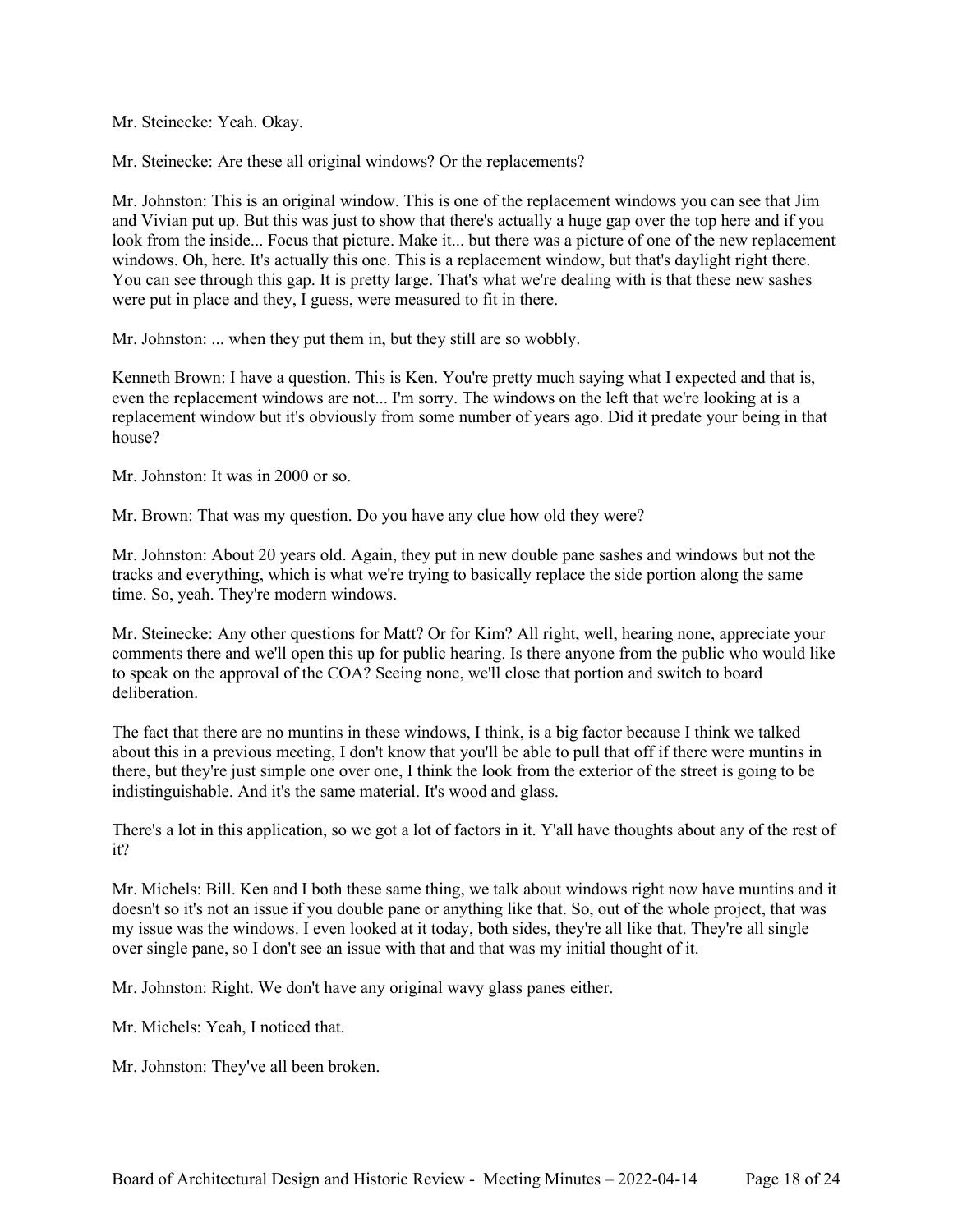Mr. Steinecke: Yeah. Okay.

Mr. Steinecke: Are these all original windows? Or the replacements?

Mr. Johnston: This is an original window. This is one of the replacement windows you can see that Jim and Vivian put up. But this was just to show that there's actually a huge gap over the top here and if you look from the inside... Focus that picture. Make it... but there was a picture of one of the new replacement windows. Oh, here. It's actually this one. This is a replacement window, but that's daylight right there. You can see through this gap. It is pretty large. That's what we're dealing with is that these new sashes were put in place and they, I guess, were measured to fit in there.

Mr. Johnston: ... when they put them in, but they still are so wobbly.

Kenneth Brown: I have a question. This is Ken. You're pretty much saying what I expected and that is, even the replacement windows are not... I'm sorry. The windows on the left that we're looking at is a replacement window but it's obviously from some number of years ago. Did it predate your being in that house?

Mr. Johnston: It was in 2000 or so.

Mr. Brown: That was my question. Do you have any clue how old they were?

Mr. Johnston: About 20 years old. Again, they put in new double pane sashes and windows but not the tracks and everything, which is what we're trying to basically replace the side portion along the same time. So, yeah. They're modern windows.

Mr. Steinecke: Any other questions for Matt? Or for Kim? All right, well, hearing none, appreciate your comments there and we'll open this up for public hearing. Is there anyone from the public who would like to speak on the approval of the COA? Seeing none, we'll close that portion and switch to board deliberation.

The fact that there are no muntins in these windows, I think, is a big factor because I think we talked about this in a previous meeting, I don't know that you'll be able to pull that off if there were muntins in there, but they're just simple one over one, I think the look from the exterior of the street is going to be indistinguishable. And it's the same material. It's wood and glass.

There's a lot in this application, so we got a lot of factors in it. Y'all have thoughts about any of the rest of it?

Mr. Michels: Bill. Ken and I both these same thing, we talk about windows right now have muntins and it doesn't so it's not an issue if you double pane or anything like that. So, out of the whole project, that was my issue was the windows. I even looked at it today, both sides, they're all like that. They're all single over single pane, so I don't see an issue with that and that was my initial thought of it.

Mr. Johnston: Right. We don't have any original wavy glass panes either.

Mr. Michels: Yeah, I noticed that.

Mr. Johnston: They've all been broken.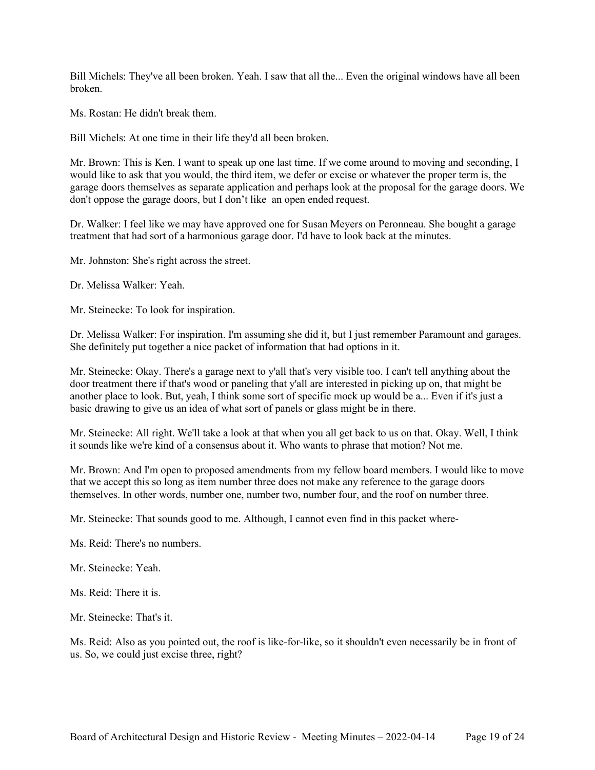Bill Michels: They've all been broken. Yeah. I saw that all the... Even the original windows have all been broken.

Ms. Rostan: He didn't break them.

Bill Michels: At one time in their life they'd all been broken.

Mr. Brown: This is Ken. I want to speak up one last time. If we come around to moving and seconding, I would like to ask that you would, the third item, we defer or excise or whatever the proper term is, the garage doors themselves as separate application and perhaps look at the proposal for the garage doors. We don't oppose the garage doors, but I don't like  an open ended request.

Dr. Walker: I feel like we may have approved one for Susan Meyers on Peronneau. She bought a garage treatment that had sort of a harmonious garage door. I'd have to look back at the minutes.

Mr. Johnston: She's right across the street.

Dr. Melissa Walker: Yeah.

Mr. Steinecke: To look for inspiration.

Dr. Melissa Walker: For inspiration. I'm assuming she did it, but I just remember Paramount and garages. She definitely put together a nice packet of information that had options in it.

Mr. Steinecke: Okay. There's a garage next to y'all that's very visible too. I can't tell anything about the door treatment there if that's wood or paneling that y'all are interested in picking up on, that might be another place to look. But, yeah, I think some sort of specific mock up would be a... Even if it's just a basic drawing to give us an idea of what sort of panels or glass might be in there.

Mr. Steinecke: All right. We'll take a look at that when you all get back to us on that. Okay. Well, I think it sounds like we're kind of a consensus about it. Who wants to phrase that motion? Not me.

Mr. Brown: And I'm open to proposed amendments from my fellow board members. I would like to move that we accept this so long as item number three does not make any reference to the garage doors themselves. In other words, number one, number two, number four, and the roof on number three.

Mr. Steinecke: That sounds good to me. Although, I cannot even find in this packet where-

Ms. Reid: There's no numbers.

Mr. Steinecke: Yeah.

Ms. Reid: There it is.

Mr. Steinecke: That's it.

Ms. Reid: Also as you pointed out, the roof is like-for-like, so it shouldn't even necessarily be in front of us. So, we could just excise three, right?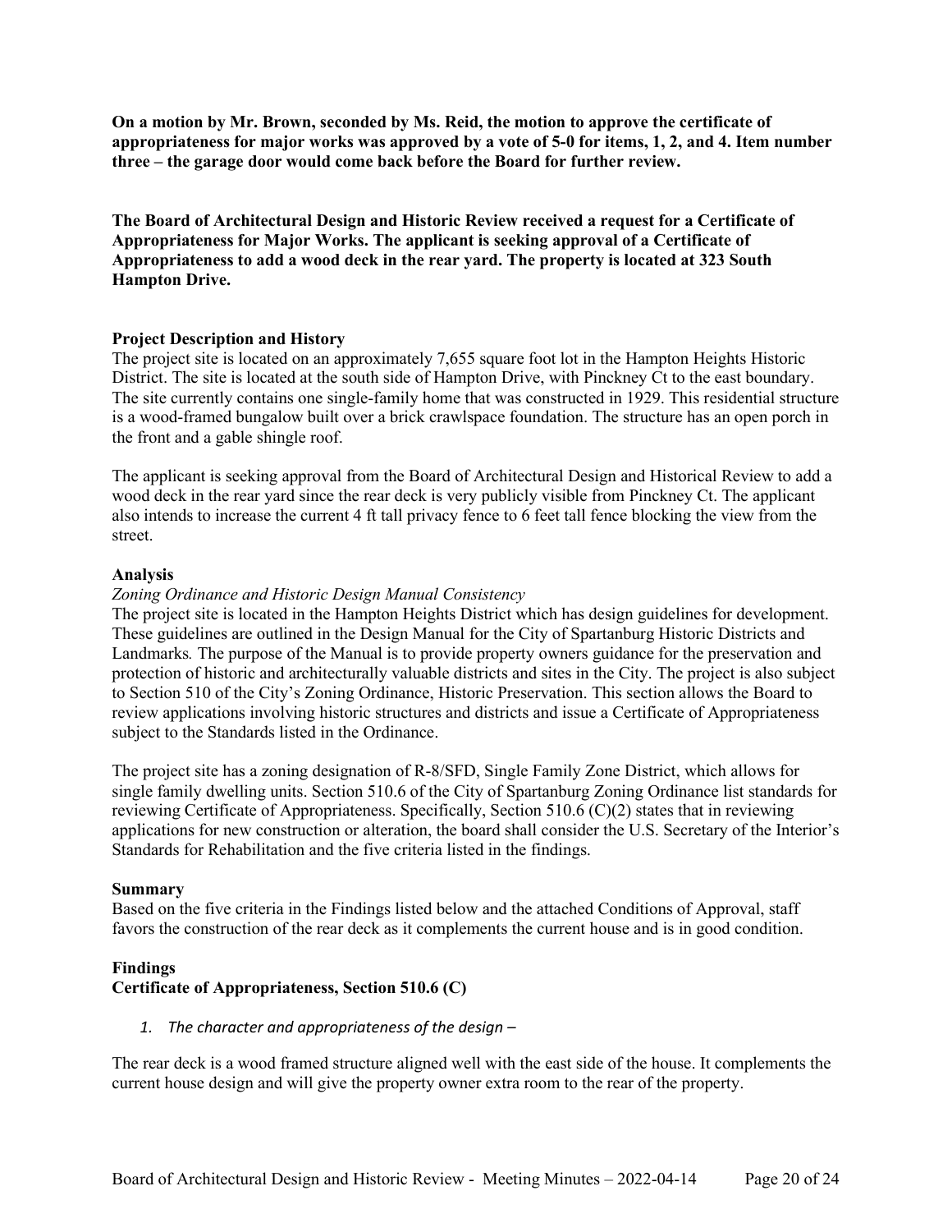**On a motion by Mr. Brown, seconded by Ms. Reid, the motion to approve the certificate of appropriateness for major works was approved by a vote of 5-0 for items, 1, 2, and 4. Item number three – the garage door would come back before the Board for further review.**

**The Board of Architectural Design and Historic Review received a request for a Certificate of Appropriateness for Major Works. The applicant is seeking approval of a Certificate of Appropriateness to add a wood deck in the rear yard. The property is located at 323 South Hampton Drive.**

**Project Description and History**

The project site is located on an approximately 7,655 square foot lot in the Hampton Heights Historic District. The site is located at the south side of Hampton Drive, with Pinckney Ct to the east boundary. The site currently contains one single-family home that was constructed in 1929. This residential structure is a wood-framed bungalow built over a brick crawlspace foundation. The structure has an open porch in the front and a gable shingle roof.

The applicant is seeking approval from the Board of Architectural Design and Historical Review to add a wood deck in the rear yard since the rear deck is very publicly visible from Pinckney Ct. The applicant also intends to increase the current 4 ft tall privacy fence to 6 feet tall fence blocking the view from the street.

**Analysis**

*Zoning Ordinance and Historic Design Manual Consistency*

The project site is located in the Hampton Heights District which has design guidelines for development. These guidelines are outlined in the Design Manual for the City of Spartanburg Historic Districts and Landmarks*.* The purpose of the Manual is to provide property owners guidance for the preservation and protection of historic and architecturally valuable districts and sites in the City. The project is also subject to Section 510 of the City's Zoning Ordinance, Historic Preservation. This section allows the Board to review applications involving historic structures and districts and issue a Certificate of Appropriateness subject to the Standards listed in the Ordinance.

The project site has a zoning designation of R-8/SFD, Single Family Zone District, which allows for single family dwelling units. Section 510.6 of the City of Spartanburg Zoning Ordinance list standards for reviewing Certificate of Appropriateness. Specifically, Section 510.6 (C)(2) states that in reviewing applications for new construction or alteration, the board shall consider the U.S. Secretary of the Interior's Standards for Rehabilitation and the five criteria listed in the findings.

**Summary**

Based on the five criteria in the Findings listed below and the attached Conditions of Approval, staff favors the construction of the rear deck as it complements the current house and is in good condition.

**Findings**

**Certificate of Appropriateness, Section 510.6 (C)**

1. *The character and appropriateness of the design –*

The rear deck is a wood framed structure aligned well with the east side of the house. It complements the current house design and will give the property owner extra room to the rear of the property.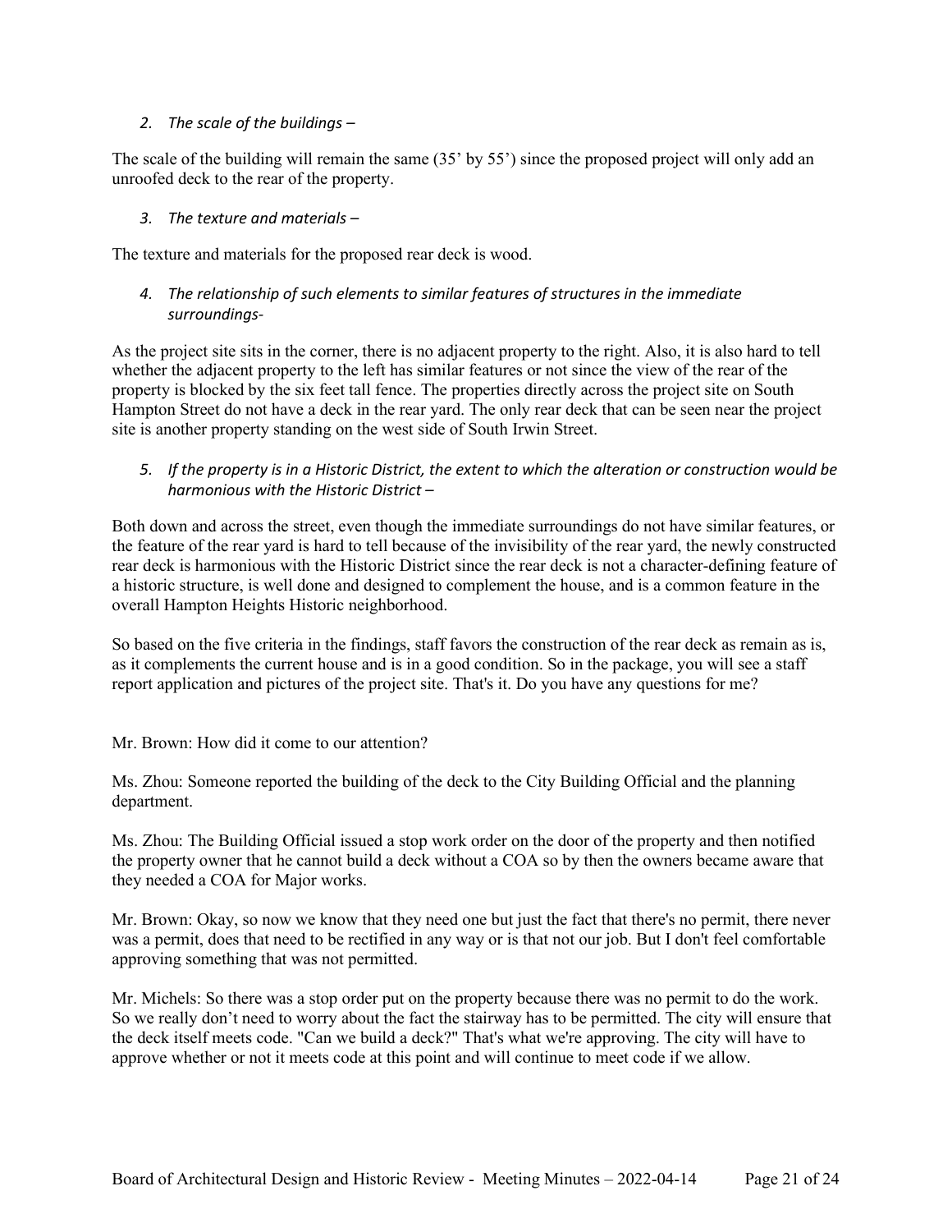*2. The scale of the buildings –*

The scale of the building will remain the same (35' by 55') since the proposed project will only add an unroofed deck to the rear of the property.

*3. The texture and materials –*

The texture and materials for the proposed rear deck is wood.

*4. The relationship of such elements to similar features of structures in the immediate surroundings-*

As the project site sits in the corner, there is no adjacent property to the right. Also, it is also hard to tell whether the adjacent property to the left has similar features or not since the view of the rear of the property is blocked by the six feet tall fence. The properties directly across the project site on South Hampton Street do not have a deck in the rear yard. The only rear deck that can be seen near the project site is another property standing on the west side of South Irwin Street.

*5. If the property is in a Historic District, the extent to which the alteration or construction would be harmonious with the Historic District –*

Both down and across the street, even though the immediate surroundings do not have similar features, or the feature of the rear yard is hard to tell because of the invisibility of the rear yard, the newly constructed rear deck is harmonious with the Historic District since the rear deck is not a character-defining feature of a historic structure, is well done and designed to complement the house, and is a common feature in the overall Hampton Heights Historic neighborhood.

So based on the five criteria in the findings, staff favors the construction of the rear deck as remain as is, as it complements the current house and is in a good condition. So in the package, you will see a staff report application and pictures of the project site. That's it. Do you have any questions for me?

Mr. Brown: How did it come to our attention?

Ms. Zhou: Someone reported the building of the deck to the City Building Official and the planning department.

Ms. Zhou: The Building Official issued a stop work order on the door of the property and then notified the property owner that he cannot build a deck without a COA so by then the owners became aware that they needed a COA for Major works.

Mr. Brown: Okay, so now we know that they need one but just the fact that there's no permit, there never was a permit, does that need to be rectified in any way or is that not our job. But I don't feel comfortable approving something that was not permitted.

Mr. Michels: So there was a stop order put on the property because there was no permit to do the work. So we really don't need to worry about the fact the stairway has to be permitted. The city will ensure that the deck itself meets code. "Can we build a deck?" That's what we're approving. The city will have to approve whether or not it meets code at this point and will continue to meet code if we allow.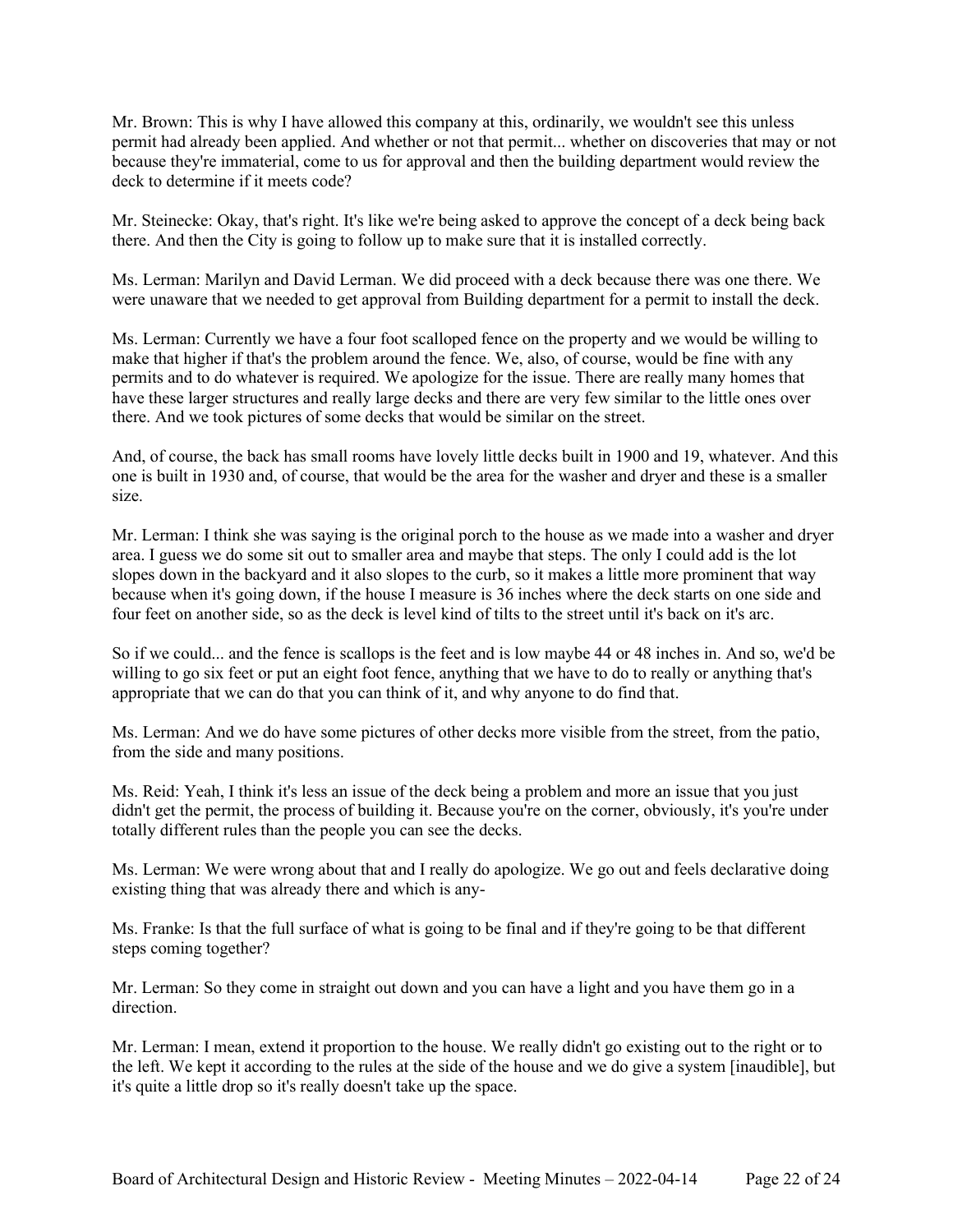Mr. Brown: This is why I have allowed this company at this, ordinarily, we wouldn't see this unless permit had already been applied. And whether or not that permit... whether on discoveries that may or not because they're immaterial, come to us for approval and then the building department would review the deck to determine if it meets code?

Mr. Steinecke: Okay, that's right. It's like we're being asked to approve the concept of a deck being back there. And then the City is going to follow up to make sure that it is installed correctly.

Ms. Lerman: Marilyn and David Lerman. We did proceed with a deck because there was one there. We were unaware that we needed to get approval from Building department for a permit to install the deck.

Ms. Lerman: Currently we have a four foot scalloped fence on the property and we would be willing to make that higher if that's the problem around the fence. We, also, of course, would be fine with any permits and to do whatever is required. We apologize for the issue. There are really many homes that have these larger structures and really large decks and there are very few similar to the little ones over there. And we took pictures of some decks that would be similar on the street.

And, of course, the back has small rooms have lovely little decks built in 1900 and 19, whatever. And this one is built in 1930 and, of course, that would be the area for the washer and dryer and these is a smaller size.

Mr. Lerman: I think she was saying is the original porch to the house as we made into a washer and dryer area. I guess we do some sit out to smaller area and maybe that steps. The only I could add is the lot slopes down in the backyard and it also slopes to the curb, so it makes a little more prominent that way because when it's going down, if the house I measure is 36 inches where the deck starts on one side and four feet on another side, so as the deck is level kind of tilts to the street until it's back on it's arc.

So if we could... and the fence is scallops is the feet and is low maybe 44 or 48 inches in. And so, we'd be willing to go six feet or put an eight foot fence, anything that we have to do to really or anything that's appropriate that we can do that you can think of it, and why anyone to do find that.

Ms. Lerman: And we do have some pictures of other decks more visible from the street, from the patio, from the side and many positions.

Ms. Reid: Yeah, I think it's less an issue of the deck being a problem and more an issue that you just didn't get the permit, the process of building it. Because you're on the corner, obviously, it's you're under totally different rules than the people you can see the decks.

Ms. Lerman: We were wrong about that and I really do apologize. We go out and feels declarative doing existing thing that was already there and which is any-

Ms. Franke: Is that the full surface of what is going to be final and if they're going to be that different steps coming together?

Mr. Lerman: So they come in straight out down and you can have a light and you have them go in a direction.

Mr. Lerman: I mean, extend it proportion to the house. We really didn't go existing out to the right or to the left. We kept it according to the rules at the side of the house and we do give a system [inaudible], but it's quite a little drop so it's really doesn't take up the space.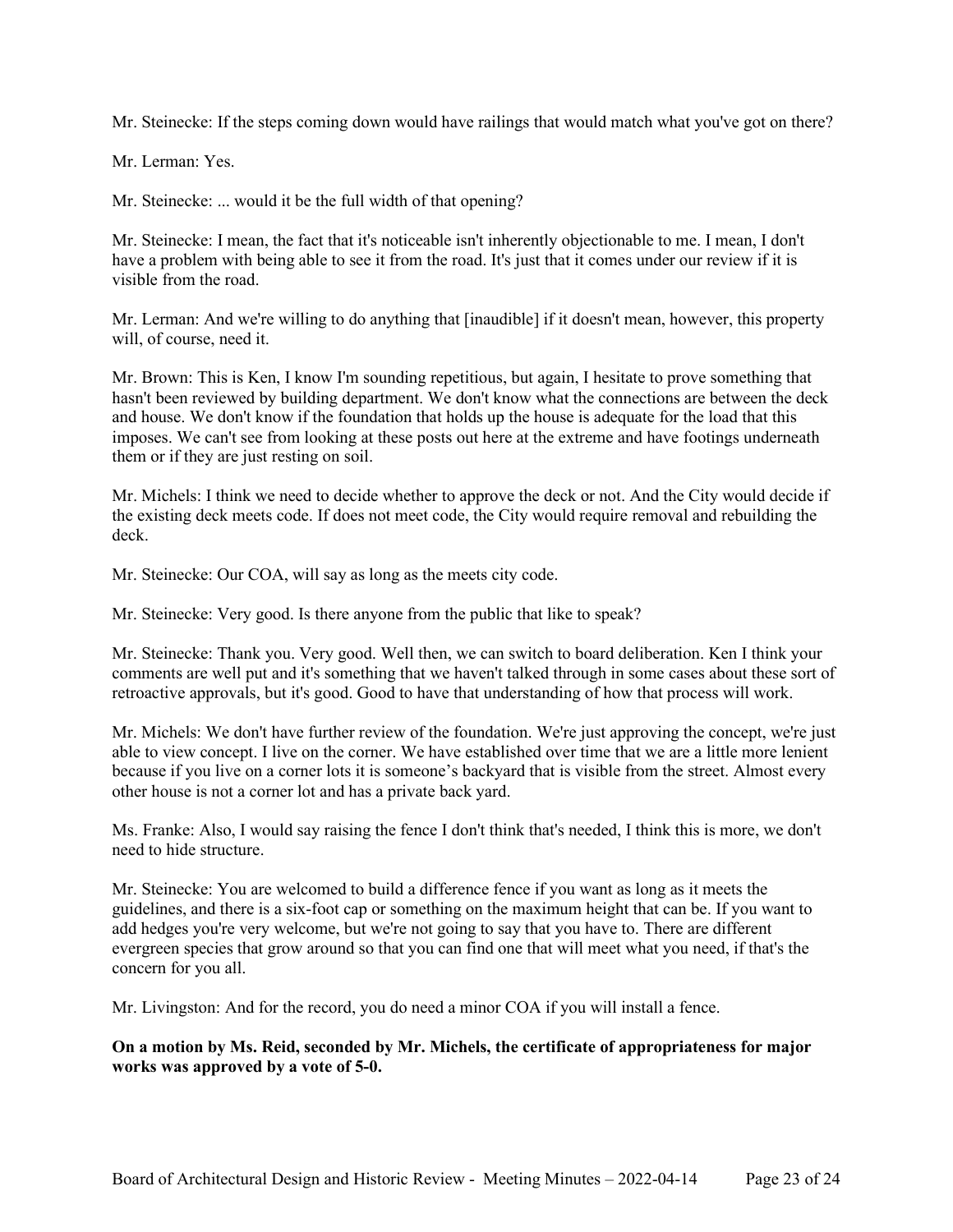Mr. Steinecke: If the steps coming down would have railings that would match what you've got on there?

Mr. Lerman: Yes.

Mr. Steinecke: ... would it be the full width of that opening?

Mr. Steinecke: I mean, the fact that it's noticeable isn't inherently objectionable to me. I mean, I don't have a problem with being able to see it from the road. It's just that it comes under our review if it is visible from the road.

Mr. Lerman: And we're willing to do anything that [inaudible] if it doesn't mean, however, this property will, of course, need it.

Mr. Brown: This is Ken, I know I'm sounding repetitious, but again, I hesitate to prove something that hasn't been reviewed by building department. We don't know what the connections are between the deck and house. We don't know if the foundation that holds up the house is adequate for the load that this imposes. We can't see from looking at these posts out here at the extreme and have footings underneath them or if they are just resting on soil.

Mr. Michels: I think we need to decide whether to approve the deck or not. And the City would decide if the existing deck meets code. If does not meet code, the City would require removal and rebuilding the deck.

Mr. Steinecke: Our COA, will say as long as the meets city code.

Mr. Steinecke: Very good. Is there anyone from the public that like to speak?

Mr. Steinecke: Thank you. Very good. Well then, we can switch to board deliberation. Ken I think your comments are well put and it's something that we haven't talked through in some cases about these sort of retroactive approvals, but it's good. Good to have that understanding of how that process will work.

Mr. Michels: We don't have further review of the foundation. We're just approving the concept, we're just able to view concept. I live on the corner. We have established over time that we are a little more lenient because if you live on a corner lots it is someone's backyard that is visible from the street. Almost every other house is not a corner lot and has a private back yard.

Ms. Franke: Also, I would say raising the fence I don't think that's needed, I think this is more, we don't need to hide structure.

Mr. Steinecke: You are welcomed to build a difference fence if you want as long as it meets the guidelines, and there is a six-foot cap or something on the maximum height that can be. If you want to add hedges you're very welcome, but we're not going to say that you have to. There are different evergreen species that grow around so that you can find one that will meet what you need, if that's the concern for you all.

Mr. Livingston: And for the record, you do need a minor COA if you will install a fence.

**On a motion by Ms. Reid, seconded by Mr. Michels, the certificate of appropriateness for major works was approved by a vote of 5-0.**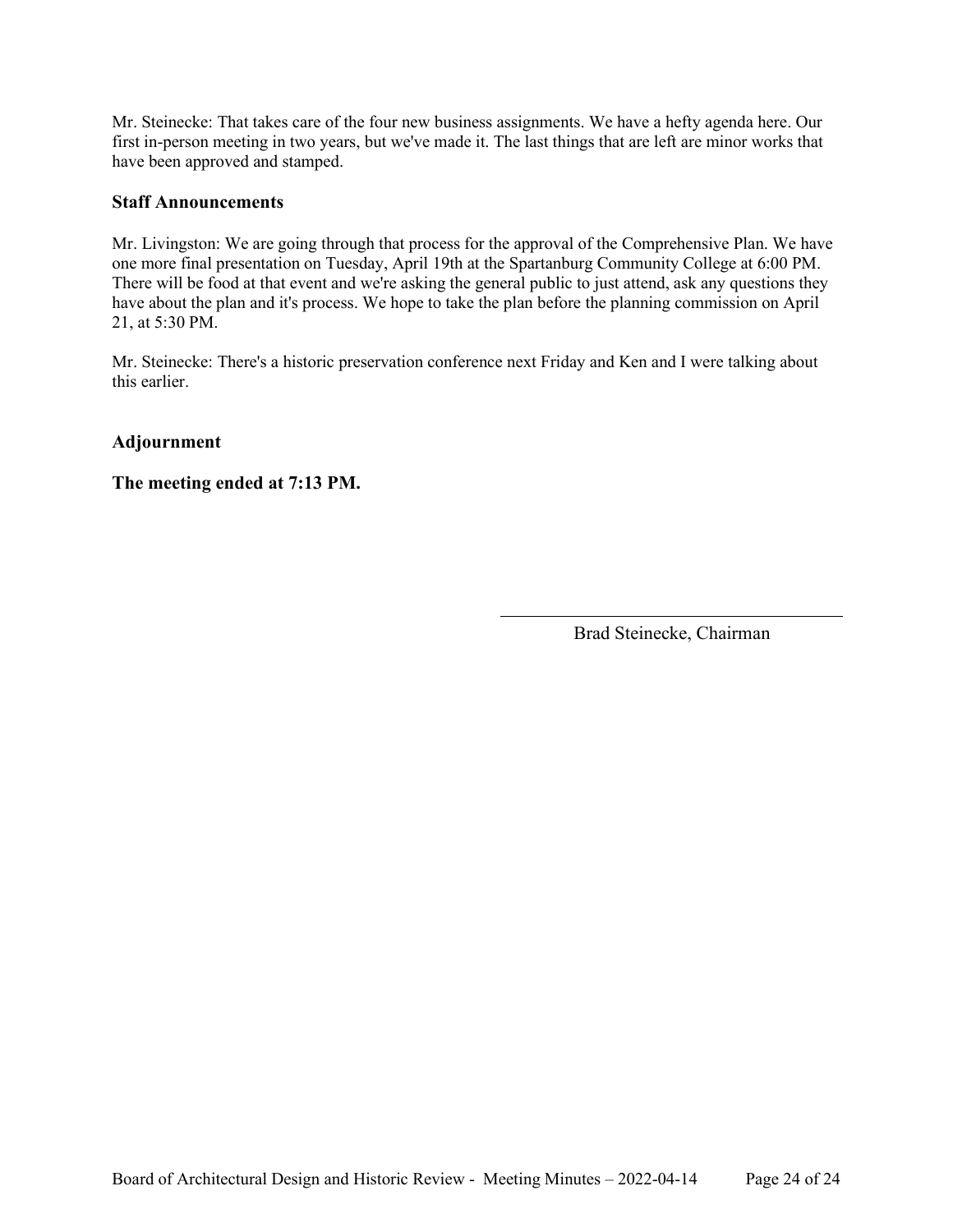Mr. Steinecke: That takes care of the four new business assignments. We have a hefty agenda here. Our first in-person meeting in two years, but we've made it. The last things that are left are minor works that have been approved and stamped.

### Staff Announcements

Mr. Livingston: We are going through that process for the approval of the Comprehensive Plan. We have one more final presentation on Tuesday, April 19th at the Spartanburg Community College at 6:00 PM. There will be food at that event and we're asking the general public to just attend, ask any questions they have about the plan and it's process. We hope to take the plan before the planning commission on April 21, at 5:30 PM.

Mr. Steinecke: There's a historic preservation conference next Friday and Ken and I were talking about this earlier.

### Adjournment

**The meeting ended at 7:13 PM.**

Brad Steinecke, Chairman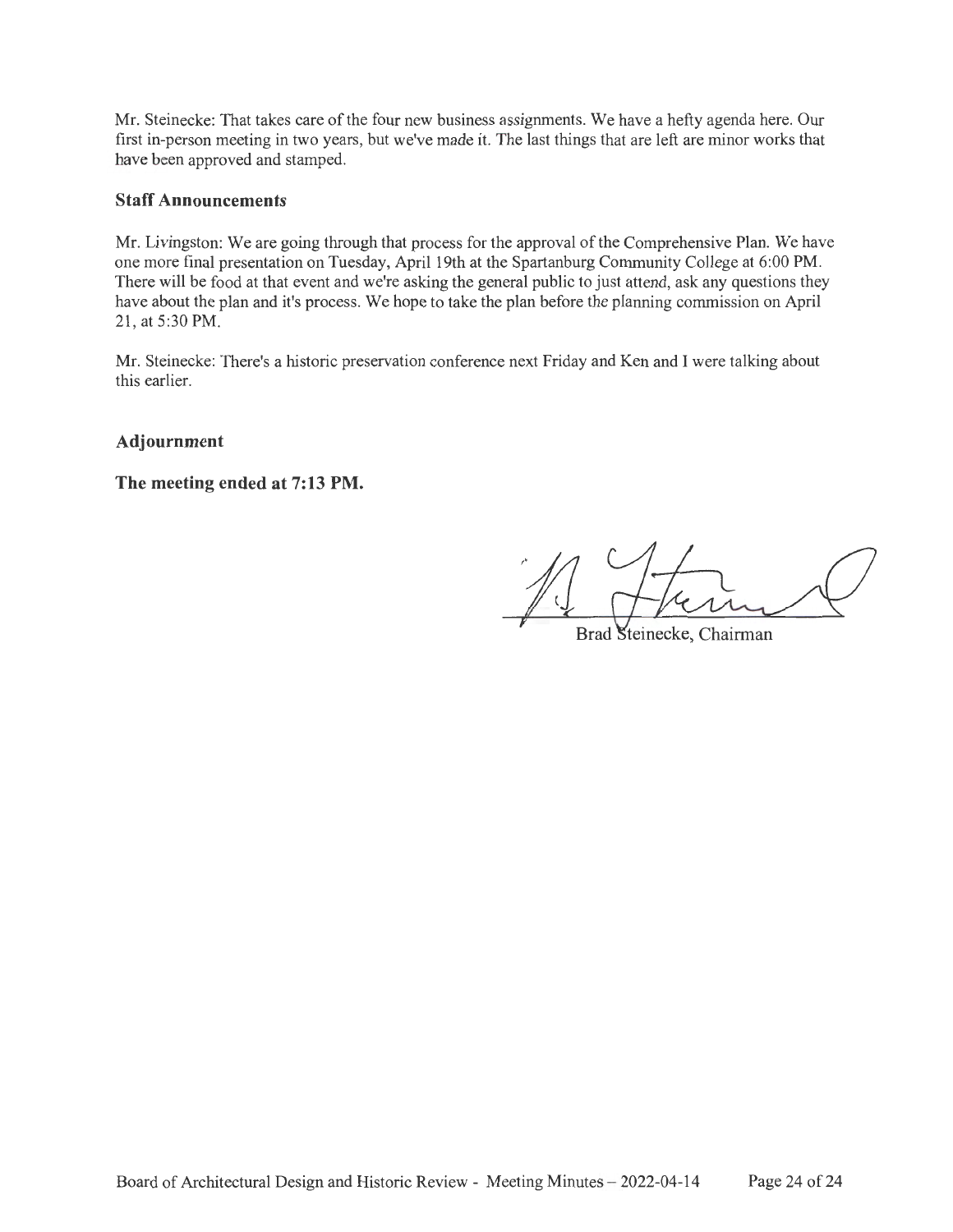Mr. Steinecke: That takes care of the four new business assignments. We have a hefty agenda here. Our first in-person meeting in two years, but we've made it. The last things that are left are minor works that have been approved and stamped.

### Staff Announcements

Mr. Livingston: We are going through that process for the approval of the Comprehensive Plan. We have one more final presentation on Tuesday, April 19th at the Spartanburg Community College at 6:00 PM. There will be food at that event and we're asking the general public to just attend, ask any questions they have about the plan and it's process. We hope to take the plan before the planning commission on April 21, at 5:30 PM.

Mr. Steinecke: There's a historic preservation conference next Friday and Ken and I were talking about this earlier.

### Adjournment

**The meeting ended at 7:13 PM.**

Brad Steinecke, Chairman